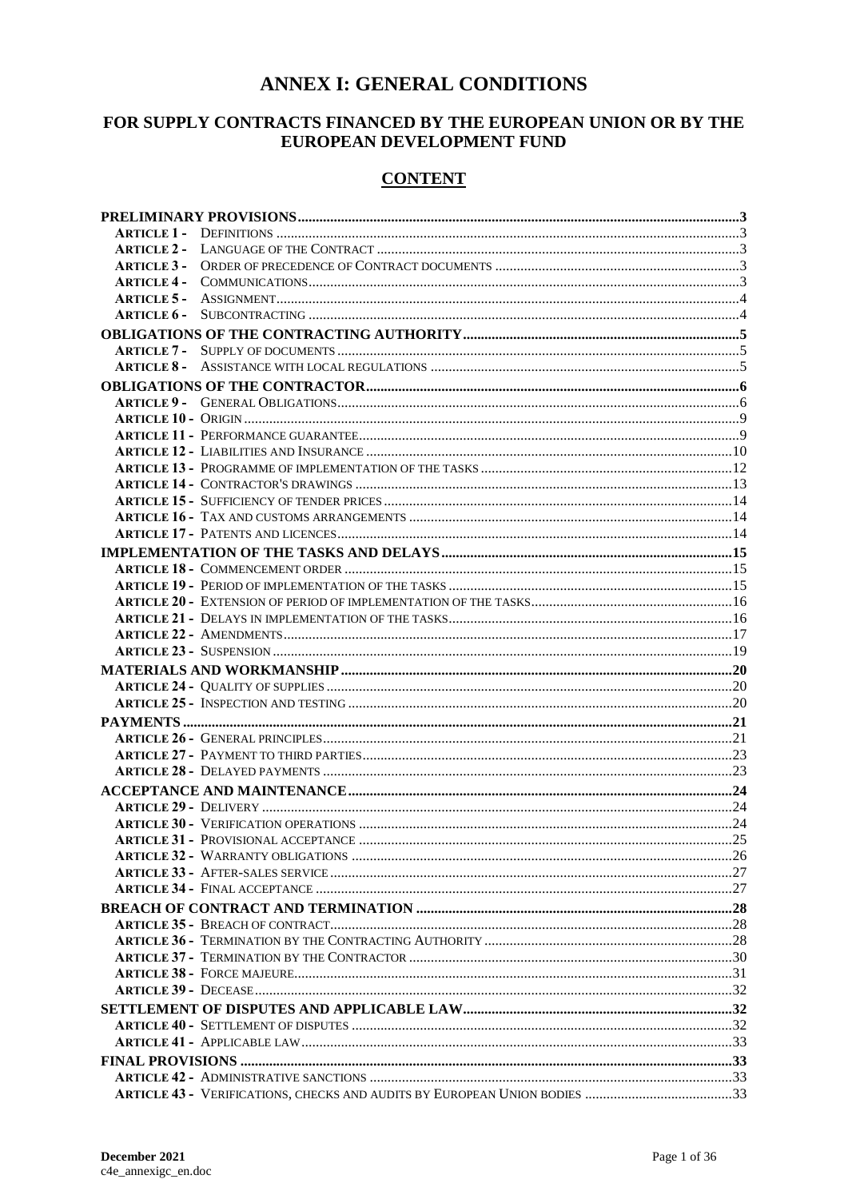# ANNEX I: GENERAL CONDITIONS

## FOR SUPPLY CONTRACTS FINANCED BY THE EUROPEAN UNION OR BY THE EUROPEAN DEVELOPMENT FUND

## CONTENT

**PRELIMINARY PROVISIONS** .......... 3
- **ARTICLE 1 -** DEFINITIONS .......... 3
- **ARTICLE 2 -** LANGUAGE OF THE CONTRACT .......... 3
- **ARTICLE 3 -** ORDER OF PRECEDENCE OF CONTRACT DOCUMENTS .......... 3
- **ARTICLE 4 -** COMMUNICATIONS .......... 3
- **ARTICLE 5 -** ASSIGNMENT .......... 4
- **ARTICLE 6 -** SUBCONTRACTING .......... 4

**OBLIGATIONS OF THE CONTRACTING AUTHORITY** .......... 5
- **ARTICLE 7 -** SUPPLY OF DOCUMENTS .......... 5
- **ARTICLE 8 -** ASSISTANCE WITH LOCAL REGULATIONS .......... 5

**OBLIGATIONS OF THE CONTRACTOR** .......... 6
- **ARTICLE 9 -** GENERAL OBLIGATIONS .......... 6
- **ARTICLE 10 -** ORIGIN .......... 9
- **ARTICLE 11 -** PERFORMANCE GUARANTEE .......... 9
- **ARTICLE 12 -** LIABILITIES AND INSURANCE .......... 10
- **ARTICLE 13 -** PROGRAMME OF IMPLEMENTATION OF THE TASKS .......... 12
- **ARTICLE 14 -** CONTRACTOR'S DRAWINGS .......... 13
- **ARTICLE 15 -** SUFFICIENCY OF TENDER PRICES .......... 14
- **ARTICLE 16 -** TAX AND CUSTOMS ARRANGEMENTS .......... 14
- **ARTICLE 17 -** PATENTS AND LICENCES .......... 14

**IMPLEMENTATION OF THE TASKS AND DELAYS** .......... 15
- **ARTICLE 18 -** COMMENCEMENT ORDER .......... 15
- **ARTICLE 19 -** PERIOD OF IMPLEMENTATION OF THE TASKS .......... 15
- **ARTICLE 20 -** EXTENSION OF PERIOD OF IMPLEMENTATION OF THE TASKS .......... 16
- **ARTICLE 21 -** DELAYS IN IMPLEMENTATION OF THE TASKS .......... 16
- **ARTICLE 22 -** AMENDMENTS .......... 17
- **ARTICLE 23 -** SUSPENSION .......... 19

**MATERIALS AND WORKMANSHIP** .......... 20
- **ARTICLE 24 -** QUALITY OF SUPPLIES .......... 20
- **ARTICLE 25 -** INSPECTION AND TESTING .......... 20

**PAYMENTS** .......... 21
- **ARTICLE 26 -** GENERAL PRINCIPLES .......... 21
- **ARTICLE 27 -** PAYMENT TO THIRD PARTIES .......... 23
- **ARTICLE 28 -** DELAYED PAYMENTS .......... 23

**ACCEPTANCE AND MAINTENANCE** .......... 24
- **ARTICLE 29 -** DELIVERY .......... 24
- **ARTICLE 30 -** VERIFICATION OPERATIONS .......... 24
- **ARTICLE 31 -** PROVISIONAL ACCEPTANCE .......... 25
- **ARTICLE 32 -** WARRANTY OBLIGATIONS .......... 26
- **ARTICLE 33 -** AFTER-SALES SERVICE .......... 27
- **ARTICLE 34 -** FINAL ACCEPTANCE .......... 27

**BREACH OF CONTRACT AND TERMINATION** .......... 28
- **ARTICLE 35 -** BREACH OF CONTRACT .......... 28
- **ARTICLE 36 -** TERMINATION BY THE CONTRACTING AUTHORITY .......... 28
- **ARTICLE 37 -** TERMINATION BY THE CONTRACTOR .......... 30
- **ARTICLE 38 -** FORCE MAJEURE .......... 31
- **ARTICLE 39 -** DECEASE .......... 32

**SETTLEMENT OF DISPUTES AND APPLICABLE LAW** .......... 32
- **ARTICLE 40 -** SETTLEMENT OF DISPUTES .......... 32
- **ARTICLE 41 -** APPLICABLE LAW .......... 33

**FINAL PROVISIONS** .......... 33
- **ARTICLE 42 -** ADMINISTRATIVE SANCTIONS .......... 33
- **ARTICLE 43 -** VERIFICATIONS, CHECKS AND AUDITS BY EUROPEAN UNION BODIES .......... 33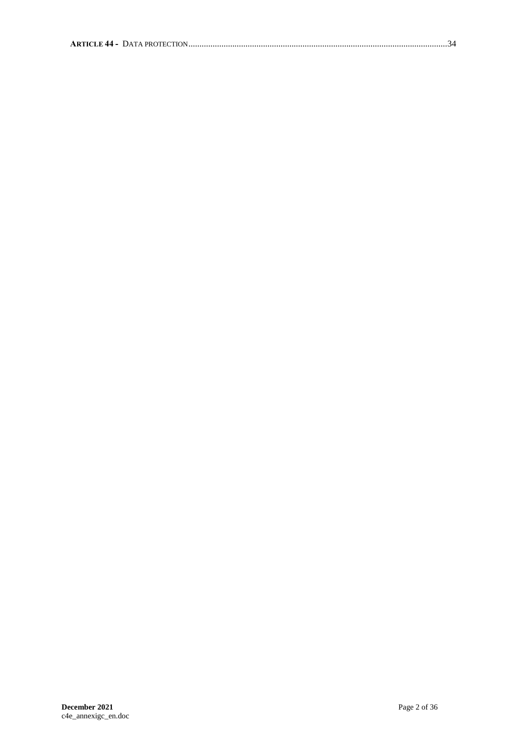**ARTICLE 44 -** DATA PROTECTION......................................................................................................................34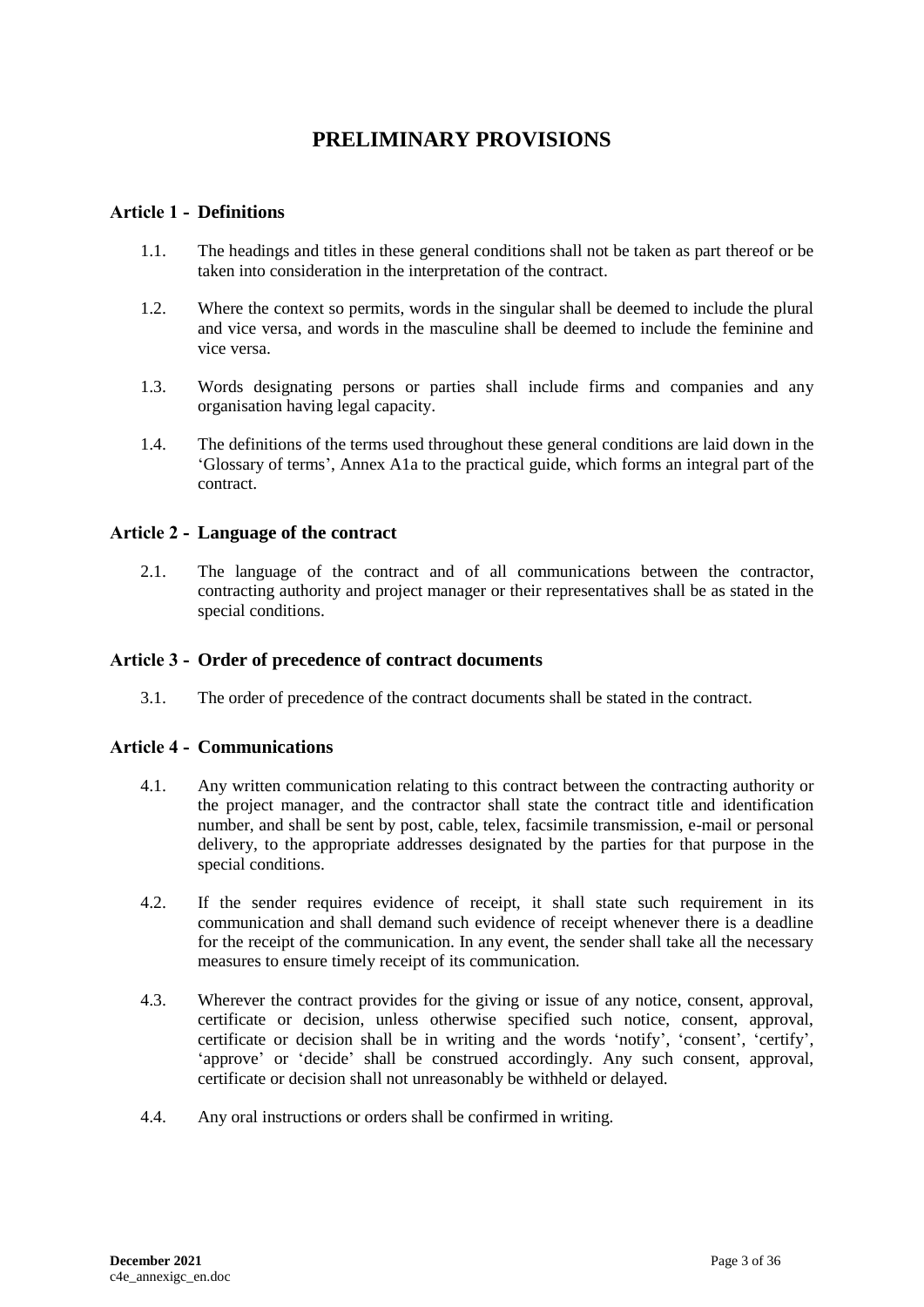# PRELIMINARY PROVISIONS

## Article 1 - Definitions

1.1. The headings and titles in these general conditions shall not be taken as part thereof or be taken into consideration in the interpretation of the contract.

1.2. Where the context so permits, words in the singular shall be deemed to include the plural and vice versa, and words in the masculine shall be deemed to include the feminine and vice versa.

1.3. Words designating persons or parties shall include firms and companies and any organisation having legal capacity.

1.4. The definitions of the terms used throughout these general conditions are laid down in the 'Glossary of terms', Annex A1a to the practical guide, which forms an integral part of the contract.

## Article 2 - Language of the contract

2.1. The language of the contract and of all communications between the contractor, contracting authority and project manager or their representatives shall be as stated in the special conditions.

## Article 3 - Order of precedence of contract documents

3.1. The order of precedence of the contract documents shall be stated in the contract.

## Article 4 - Communications

4.1. Any written communication relating to this contract between the contracting authority or the project manager, and the contractor shall state the contract title and identification number, and shall be sent by post, cable, telex, facsimile transmission, e-mail or personal delivery, to the appropriate addresses designated by the parties for that purpose in the special conditions.

4.2. If the sender requires evidence of receipt, it shall state such requirement in its communication and shall demand such evidence of receipt whenever there is a deadline for the receipt of the communication. In any event, the sender shall take all the necessary measures to ensure timely receipt of its communication.

4.3. Wherever the contract provides for the giving or issue of any notice, consent, approval, certificate or decision, unless otherwise specified such notice, consent, approval, certificate or decision shall be in writing and the words 'notify', 'consent', 'certify', 'approve' or 'decide' shall be construed accordingly. Any such consent, approval, certificate or decision shall not unreasonably be withheld or delayed.

4.4. Any oral instructions or orders shall be confirmed in writing.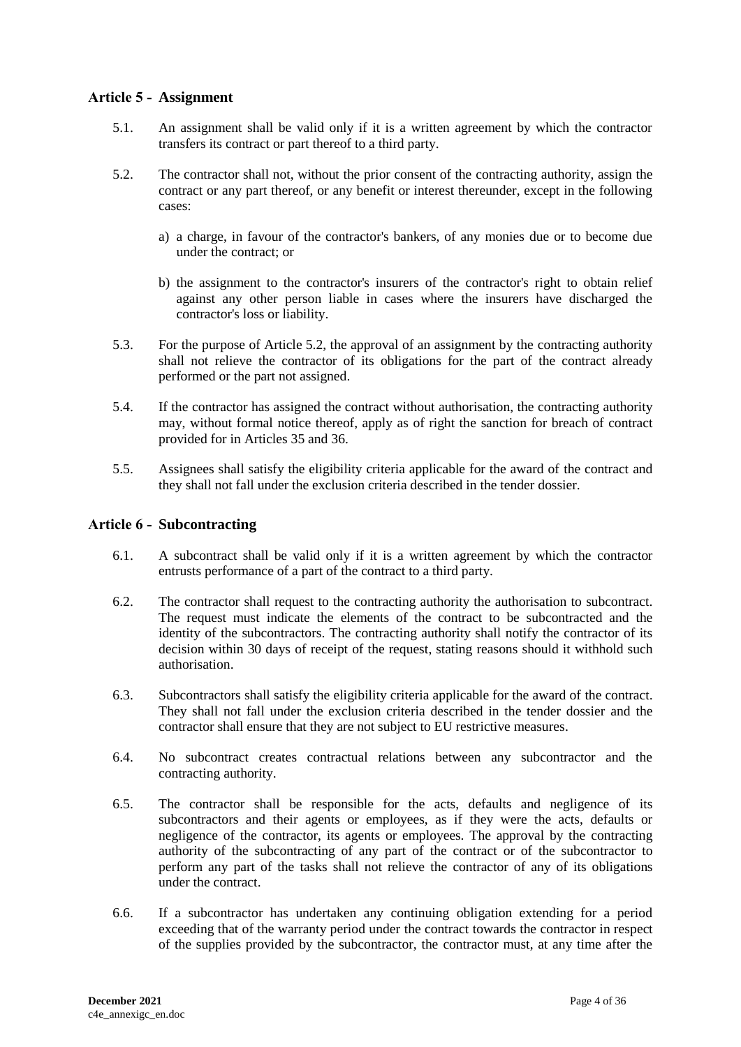## Article 5 - Assignment

5.1. An assignment shall be valid only if it is a written agreement by which the contractor transfers its contract or part thereof to a third party.

5.2. The contractor shall not, without the prior consent of the contracting authority, assign the contract or any part thereof, or any benefit or interest thereunder, except in the following cases:

a) a charge, in favour of the contractor's bankers, of any monies due or to become due under the contract; or

b) the assignment to the contractor's insurers of the contractor's right to obtain relief against any other person liable in cases where the insurers have discharged the contractor's loss or liability.

5.3. For the purpose of Article 5.2, the approval of an assignment by the contracting authority shall not relieve the contractor of its obligations for the part of the contract already performed or the part not assigned.

5.4. If the contractor has assigned the contract without authorisation, the contracting authority may, without formal notice thereof, apply as of right the sanction for breach of contract provided for in Articles 35 and 36.

5.5. Assignees shall satisfy the eligibility criteria applicable for the award of the contract and they shall not fall under the exclusion criteria described in the tender dossier.

## Article 6 - Subcontracting

6.1. A subcontract shall be valid only if it is a written agreement by which the contractor entrusts performance of a part of the contract to a third party.

6.2. The contractor shall request to the contracting authority the authorisation to subcontract. The request must indicate the elements of the contract to be subcontracted and the identity of the subcontractors. The contracting authority shall notify the contractor of its decision within 30 days of receipt of the request, stating reasons should it withhold such authorisation.

6.3. Subcontractors shall satisfy the eligibility criteria applicable for the award of the contract. They shall not fall under the exclusion criteria described in the tender dossier and the contractor shall ensure that they are not subject to EU restrictive measures.

6.4. No subcontract creates contractual relations between any subcontractor and the contracting authority.

6.5. The contractor shall be responsible for the acts, defaults and negligence of its subcontractors and their agents or employees, as if they were the acts, defaults or negligence of the contractor, its agents or employees. The approval by the contracting authority of the subcontracting of any part of the contract or of the subcontractor to perform any part of the tasks shall not relieve the contractor of any of its obligations under the contract.

6.6. If a subcontractor has undertaken any continuing obligation extending for a period exceeding that of the warranty period under the contract towards the contractor in respect of the supplies provided by the subcontractor, the contractor must, at any time after the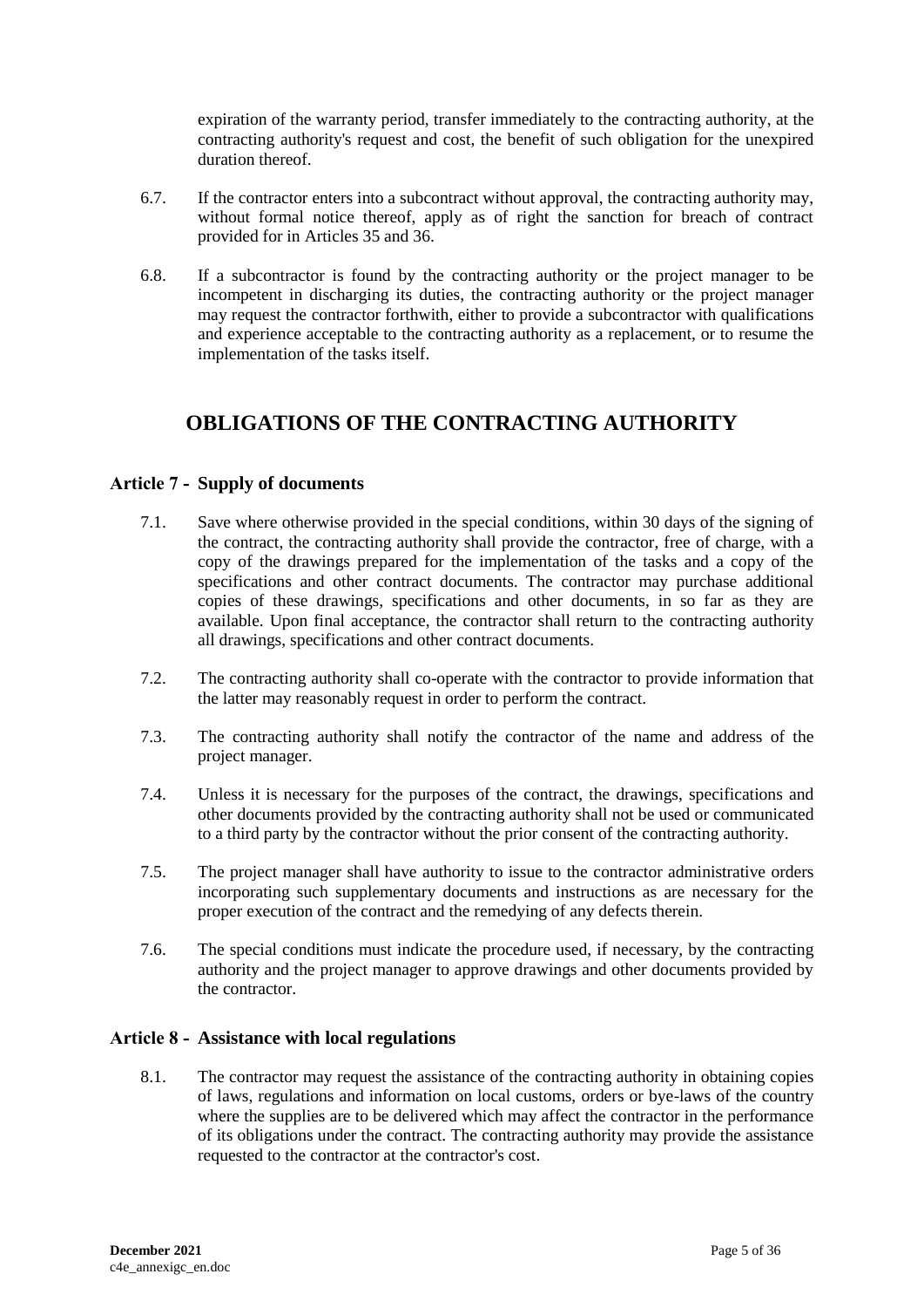expiration of the warranty period, transfer immediately to the contracting authority, at the contracting authority's request and cost, the benefit of such obligation for the unexpired duration thereof.

6.7. If the contractor enters into a subcontract without approval, the contracting authority may, without formal notice thereof, apply as of right the sanction for breach of contract provided for in Articles 35 and 36.

6.8. If a subcontractor is found by the contracting authority or the project manager to be incompetent in discharging its duties, the contracting authority or the project manager may request the contractor forthwith, either to provide a subcontractor with qualifications and experience acceptable to the contracting authority as a replacement, or to resume the implementation of the tasks itself.

# OBLIGATIONS OF THE CONTRACTING AUTHORITY

## Article 7 - Supply of documents

7.1. Save where otherwise provided in the special conditions, within 30 days of the signing of the contract, the contracting authority shall provide the contractor, free of charge, with a copy of the drawings prepared for the implementation of the tasks and a copy of the specifications and other contract documents. The contractor may purchase additional copies of these drawings, specifications and other documents, in so far as they are available. Upon final acceptance, the contractor shall return to the contracting authority all drawings, specifications and other contract documents.

7.2. The contracting authority shall co-operate with the contractor to provide information that the latter may reasonably request in order to perform the contract.

7.3. The contracting authority shall notify the contractor of the name and address of the project manager.

7.4. Unless it is necessary for the purposes of the contract, the drawings, specifications and other documents provided by the contracting authority shall not be used or communicated to a third party by the contractor without the prior consent of the contracting authority.

7.5. The project manager shall have authority to issue to the contractor administrative orders incorporating such supplementary documents and instructions as are necessary for the proper execution of the contract and the remedying of any defects therein.

7.6. The special conditions must indicate the procedure used, if necessary, by the contracting authority and the project manager to approve drawings and other documents provided by the contractor.

## Article 8 - Assistance with local regulations

8.1. The contractor may request the assistance of the contracting authority in obtaining copies of laws, regulations and information on local customs, orders or bye-laws of the country where the supplies are to be delivered which may affect the contractor in the performance of its obligations under the contract. The contracting authority may provide the assistance requested to the contractor at the contractor's cost.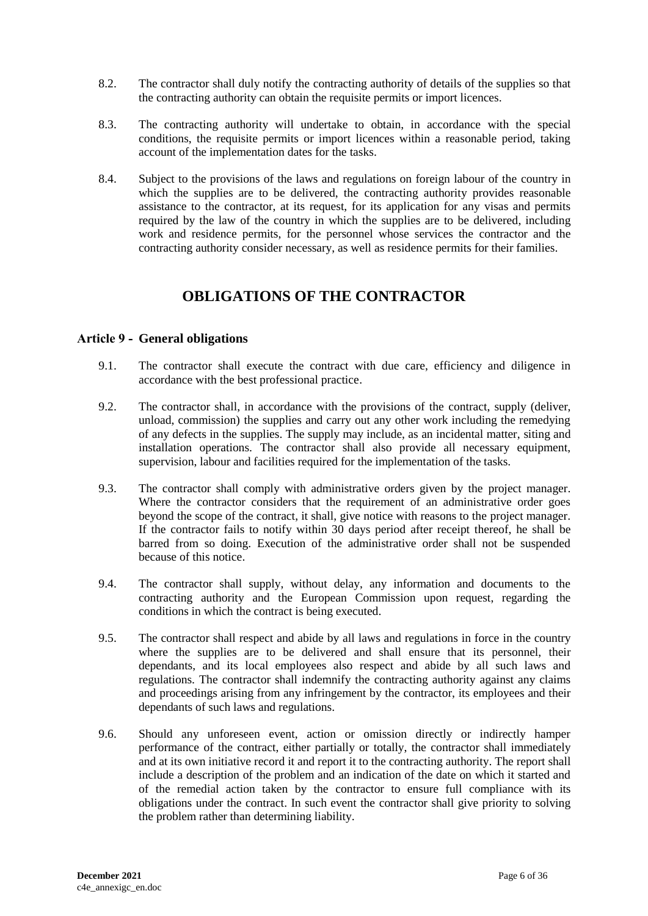8.2. The contractor shall duly notify the contracting authority of details of the supplies so that the contracting authority can obtain the requisite permits or import licences.

8.3. The contracting authority will undertake to obtain, in accordance with the special conditions, the requisite permits or import licences within a reasonable period, taking account of the implementation dates for the tasks.

8.4. Subject to the provisions of the laws and regulations on foreign labour of the country in which the supplies are to be delivered, the contracting authority provides reasonable assistance to the contractor, at its request, for its application for any visas and permits required by the law of the country in which the supplies are to be delivered, including work and residence permits, for the personnel whose services the contractor and the contracting authority consider necessary, as well as residence permits for their families.

# OBLIGATIONS OF THE CONTRACTOR

## Article 9 - General obligations

9.1. The contractor shall execute the contract with due care, efficiency and diligence in accordance with the best professional practice.

9.2. The contractor shall, in accordance with the provisions of the contract, supply (deliver, unload, commission) the supplies and carry out any other work including the remedying of any defects in the supplies. The supply may include, as an incidental matter, siting and installation operations. The contractor shall also provide all necessary equipment, supervision, labour and facilities required for the implementation of the tasks.

9.3. The contractor shall comply with administrative orders given by the project manager. Where the contractor considers that the requirement of an administrative order goes beyond the scope of the contract, it shall, give notice with reasons to the project manager. If the contractor fails to notify within 30 days period after receipt thereof, he shall be barred from so doing. Execution of the administrative order shall not be suspended because of this notice.

9.4. The contractor shall supply, without delay, any information and documents to the contracting authority and the European Commission upon request, regarding the conditions in which the contract is being executed.

9.5. The contractor shall respect and abide by all laws and regulations in force in the country where the supplies are to be delivered and shall ensure that its personnel, their dependants, and its local employees also respect and abide by all such laws and regulations. The contractor shall indemnify the contracting authority against any claims and proceedings arising from any infringement by the contractor, its employees and their dependants of such laws and regulations.

9.6. Should any unforeseen event, action or omission directly or indirectly hamper performance of the contract, either partially or totally, the contractor shall immediately and at its own initiative record it and report it to the contracting authority. The report shall include a description of the problem and an indication of the date on which it started and of the remedial action taken by the contractor to ensure full compliance with its obligations under the contract. In such event the contractor shall give priority to solving the problem rather than determining liability.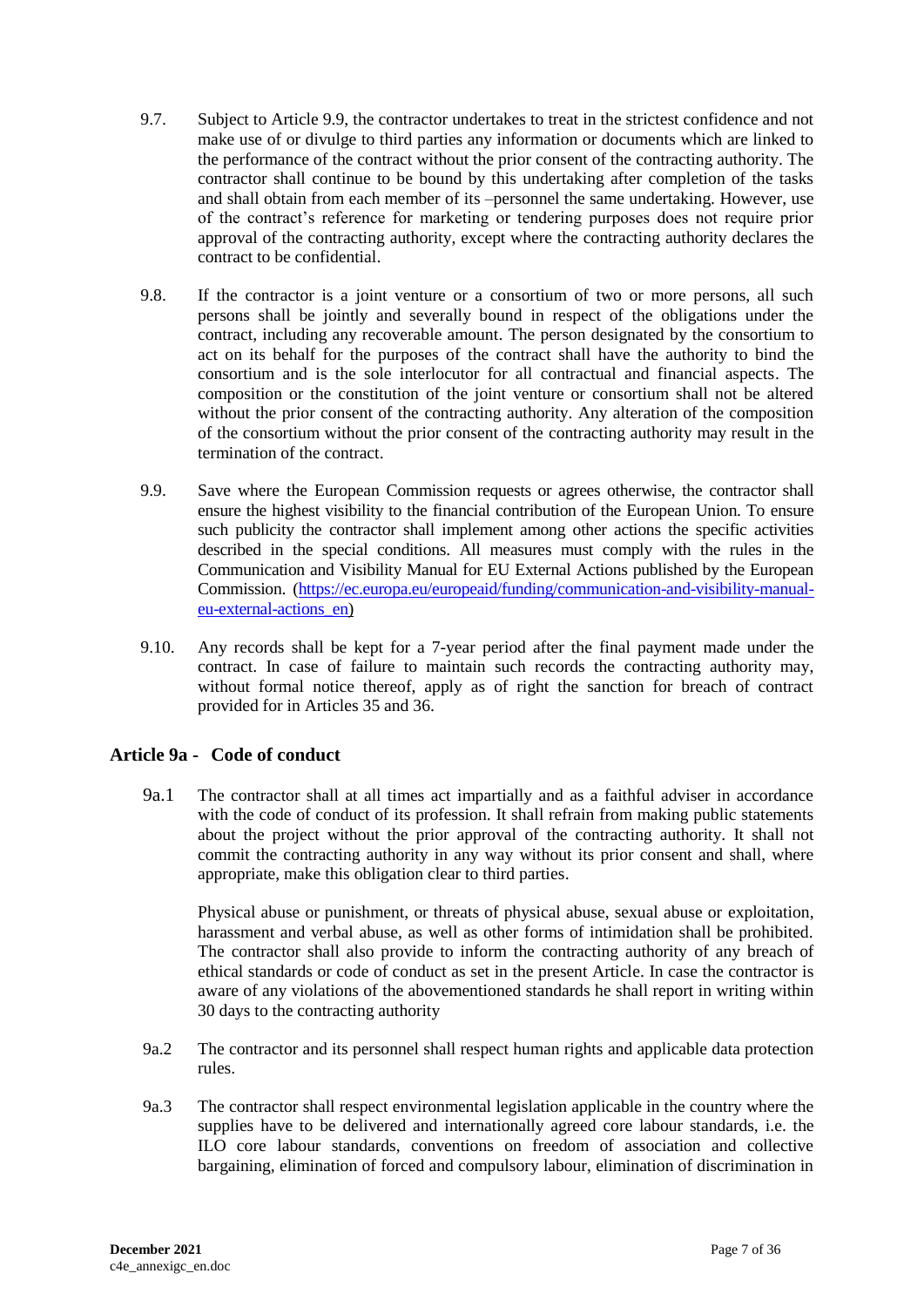9.7. Subject to Article 9.9, the contractor undertakes to treat in the strictest confidence and not make use of or divulge to third parties any information or documents which are linked to the performance of the contract without the prior consent of the contracting authority. The contractor shall continue to be bound by this undertaking after completion of the tasks and shall obtain from each member of its –personnel the same undertaking. However, use of the contract's reference for marketing or tendering purposes does not require prior approval of the contracting authority, except where the contracting authority declares the contract to be confidential.

9.8. If the contractor is a joint venture or a consortium of two or more persons, all such persons shall be jointly and severally bound in respect of the obligations under the contract, including any recoverable amount. The person designated by the consortium to act on its behalf for the purposes of the contract shall have the authority to bind the consortium and is the sole interlocutor for all contractual and financial aspects. The composition or the constitution of the joint venture or consortium shall not be altered without the prior consent of the contracting authority. Any alteration of the composition of the consortium without the prior consent of the contracting authority may result in the termination of the contract.

9.9. Save where the European Commission requests or agrees otherwise, the contractor shall ensure the highest visibility to the financial contribution of the European Union. To ensure such publicity the contractor shall implement among other actions the specific activities described in the special conditions. All measures must comply with the rules in the Communication and Visibility Manual for EU External Actions published by the European Commission. (https://ec.europa.eu/europeaid/funding/communication-and-visibility-manual-eu-external-actions_en)

9.10. Any records shall be kept for a 7-year period after the final payment made under the contract. In case of failure to maintain such records the contracting authority may, without formal notice thereof, apply as of right the sanction for breach of contract provided for in Articles 35 and 36.

## Article 9a - Code of conduct

9a.1 The contractor shall at all times act impartially and as a faithful adviser in accordance with the code of conduct of its profession. It shall refrain from making public statements about the project without the prior approval of the contracting authority. It shall not commit the contracting authority in any way without its prior consent and shall, where appropriate, make this obligation clear to third parties.

Physical abuse or punishment, or threats of physical abuse, sexual abuse or exploitation, harassment and verbal abuse, as well as other forms of intimidation shall be prohibited. The contractor shall also provide to inform the contracting authority of any breach of ethical standards or code of conduct as set in the present Article. In case the contractor is aware of any violations of the abovementioned standards he shall report in writing within 30 days to the contracting authority

9a.2 The contractor and its personnel shall respect human rights and applicable data protection rules.

9a.3 The contractor shall respect environmental legislation applicable in the country where the supplies have to be delivered and internationally agreed core labour standards, i.e. the ILO core labour standards, conventions on freedom of association and collective bargaining, elimination of forced and compulsory labour, elimination of discrimination in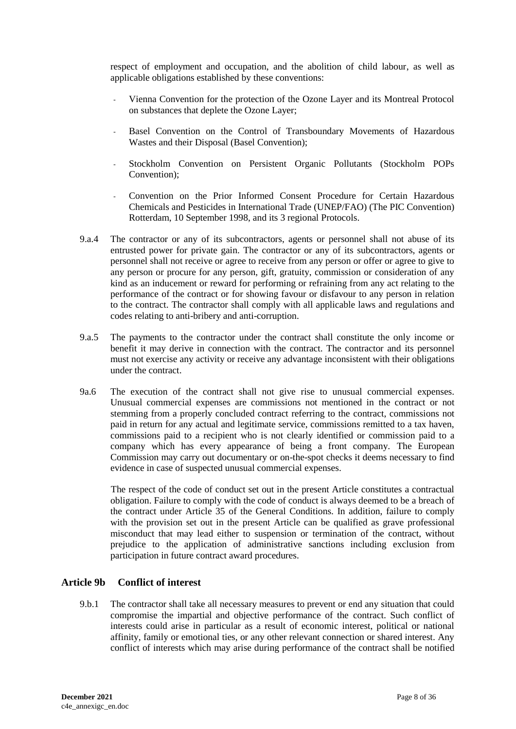respect of employment and occupation, and the abolition of child labour, as well as applicable obligations established by these conventions:

- Vienna Convention for the protection of the Ozone Layer and its Montreal Protocol on substances that deplete the Ozone Layer;
- Basel Convention on the Control of Transboundary Movements of Hazardous Wastes and their Disposal (Basel Convention);
- Stockholm Convention on Persistent Organic Pollutants (Stockholm POPs Convention);
- Convention on the Prior Informed Consent Procedure for Certain Hazardous Chemicals and Pesticides in International Trade (UNEP/FAO) (The PIC Convention) Rotterdam, 10 September 1998, and its 3 regional Protocols.

9.a.4 The contractor or any of its subcontractors, agents or personnel shall not abuse of its entrusted power for private gain. The contractor or any of its subcontractors, agents or personnel shall not receive or agree to receive from any person or offer or agree to give to any person or procure for any person, gift, gratuity, commission or consideration of any kind as an inducement or reward for performing or refraining from any act relating to the performance of the contract or for showing favour or disfavour to any person in relation to the contract. The contractor shall comply with all applicable laws and regulations and codes relating to anti-bribery and anti-corruption.

9.a.5 The payments to the contractor under the contract shall constitute the only income or benefit it may derive in connection with the contract. The contractor and its personnel must not exercise any activity or receive any advantage inconsistent with their obligations under the contract.

9a.6 The execution of the contract shall not give rise to unusual commercial expenses. Unusual commercial expenses are commissions not mentioned in the contract or not stemming from a properly concluded contract referring to the contract, commissions not paid in return for any actual and legitimate service, commissions remitted to a tax haven, commissions paid to a recipient who is not clearly identified or commission paid to a company which has every appearance of being a front company. The European Commission may carry out documentary or on-the-spot checks it deems necessary to find evidence in case of suspected unusual commercial expenses.

The respect of the code of conduct set out in the present Article constitutes a contractual obligation. Failure to comply with the code of conduct is always deemed to be a breach of the contract under Article 35 of the General Conditions. In addition, failure to comply with the provision set out in the present Article can be qualified as grave professional misconduct that may lead either to suspension or termination of the contract, without prejudice to the application of administrative sanctions including exclusion from participation in future contract award procedures.

## Article 9b Conflict of interest

9.b.1 The contractor shall take all necessary measures to prevent or end any situation that could compromise the impartial and objective performance of the contract. Such conflict of interests could arise in particular as a result of economic interest, political or national affinity, family or emotional ties, or any other relevant connection or shared interest. Any conflict of interests which may arise during performance of the contract shall be notified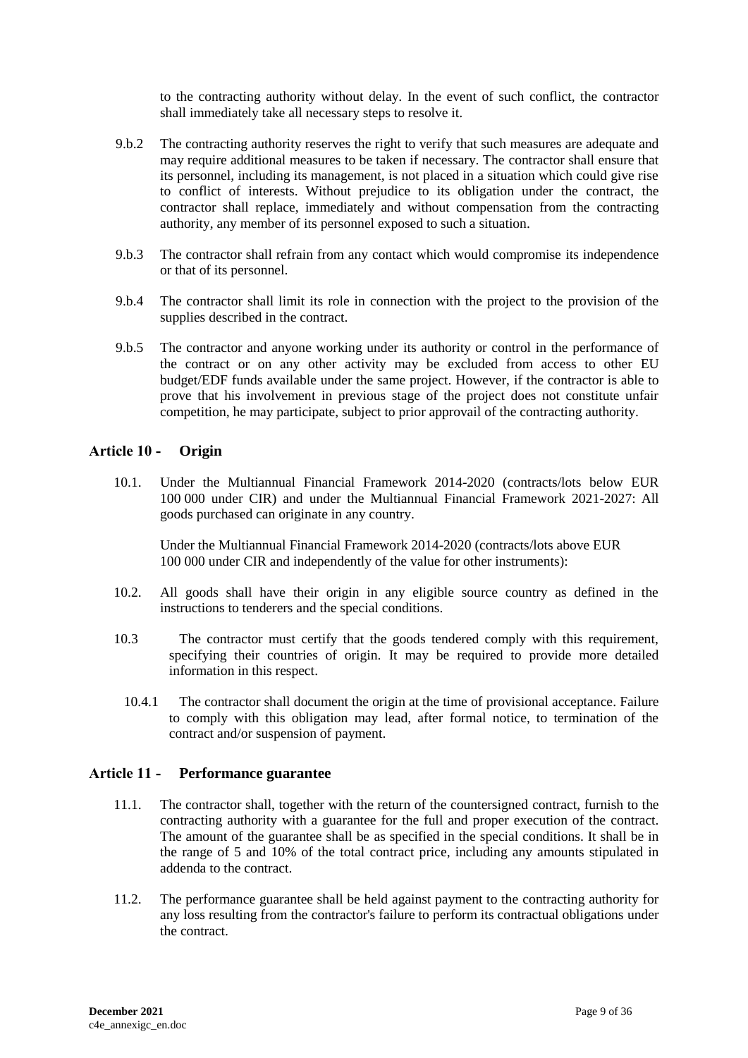to the contracting authority without delay. In the event of such conflict, the contractor shall immediately take all necessary steps to resolve it.

9.b.2 The contracting authority reserves the right to verify that such measures are adequate and may require additional measures to be taken if necessary. The contractor shall ensure that its personnel, including its management, is not placed in a situation which could give rise to conflict of interests. Without prejudice to its obligation under the contract, the contractor shall replace, immediately and without compensation from the contracting authority, any member of its personnel exposed to such a situation.

9.b.3 The contractor shall refrain from any contact which would compromise its independence or that of its personnel.

9.b.4 The contractor shall limit its role in connection with the project to the provision of the supplies described in the contract.

9.b.5 The contractor and anyone working under its authority or control in the performance of the contract or on any other activity may be excluded from access to other EU budget/EDF funds available under the same project. However, if the contractor is able to prove that his involvement in previous stage of the project does not constitute unfair competition, he may participate, subject to prior approvail of the contracting authority.

## Article 10 - Origin

10.1. Under the Multiannual Financial Framework 2014-2020 (contracts/lots below EUR 100 000 under CIR) and under the Multiannual Financial Framework 2021-2027: All goods purchased can originate in any country.

Under the Multiannual Financial Framework 2014-2020 (contracts/lots above EUR 100 000 under CIR and independently of the value for other instruments):

10.2. All goods shall have their origin in any eligible source country as defined in the instructions to tenderers and the special conditions.

10.3 The contractor must certify that the goods tendered comply with this requirement, specifying their countries of origin. It may be required to provide more detailed information in this respect.

10.4.1 The contractor shall document the origin at the time of provisional acceptance. Failure to comply with this obligation may lead, after formal notice, to termination of the contract and/or suspension of payment.

## Article 11 - Performance guarantee

11.1. The contractor shall, together with the return of the countersigned contract, furnish to the contracting authority with a guarantee for the full and proper execution of the contract. The amount of the guarantee shall be as specified in the special conditions. It shall be in the range of 5 and 10% of the total contract price, including any amounts stipulated in addenda to the contract.

11.2. The performance guarantee shall be held against payment to the contracting authority for any loss resulting from the contractor's failure to perform its contractual obligations under the contract.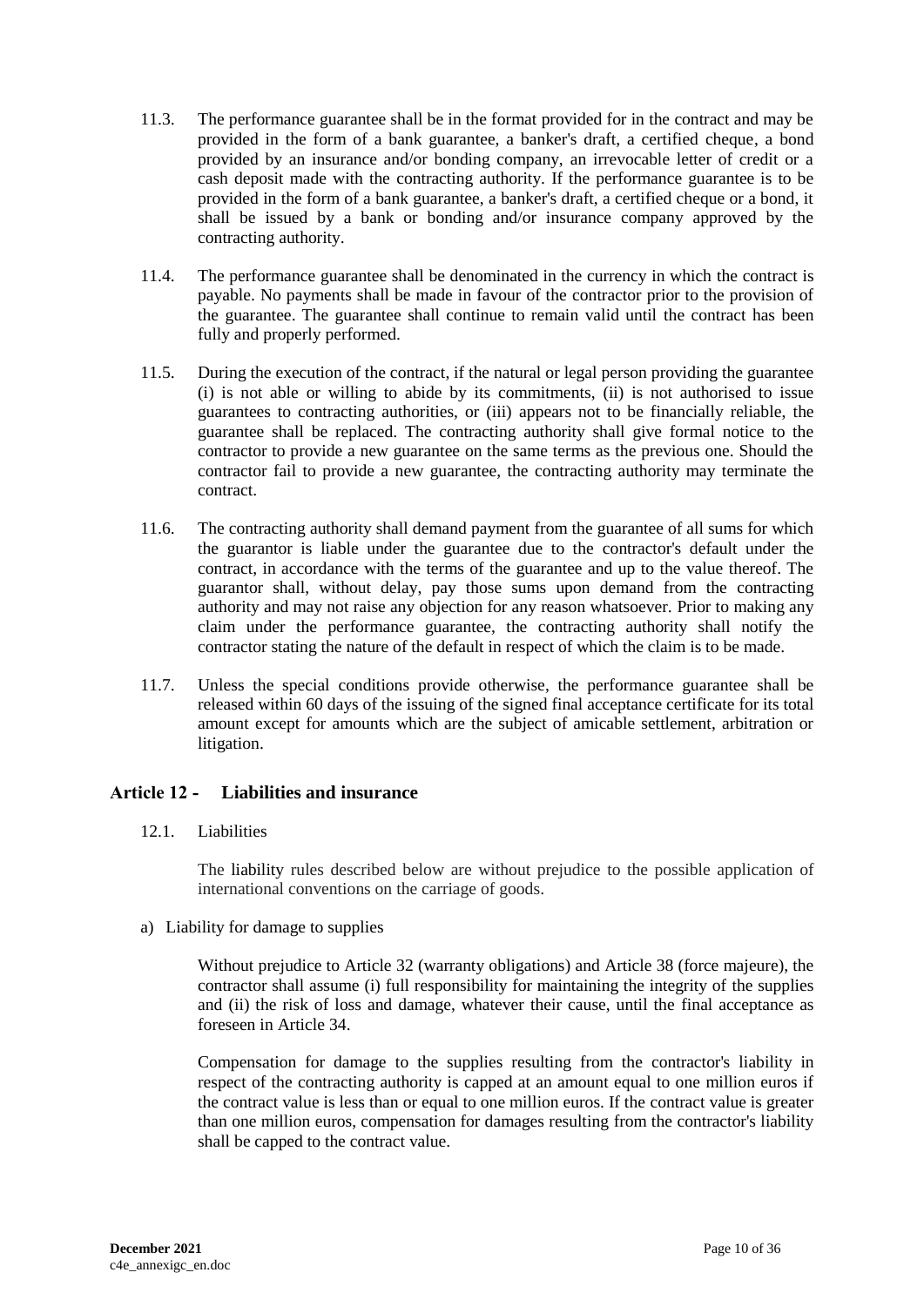11.3. The performance guarantee shall be in the format provided for in the contract and may be provided in the form of a bank guarantee, a banker's draft, a certified cheque, a bond provided by an insurance and/or bonding company, an irrevocable letter of credit or a cash deposit made with the contracting authority. If the performance guarantee is to be provided in the form of a bank guarantee, a banker's draft, a certified cheque or a bond, it shall be issued by a bank or bonding and/or insurance company approved by the contracting authority.

11.4. The performance guarantee shall be denominated in the currency in which the contract is payable. No payments shall be made in favour of the contractor prior to the provision of the guarantee. The guarantee shall continue to remain valid until the contract has been fully and properly performed.

11.5. During the execution of the contract, if the natural or legal person providing the guarantee (i) is not able or willing to abide by its commitments, (ii) is not authorised to issue guarantees to contracting authorities, or (iii) appears not to be financially reliable, the guarantee shall be replaced. The contracting authority shall give formal notice to the contractor to provide a new guarantee on the same terms as the previous one. Should the contractor fail to provide a new guarantee, the contracting authority may terminate the contract.

11.6. The contracting authority shall demand payment from the guarantee of all sums for which the guarantor is liable under the guarantee due to the contractor's default under the contract, in accordance with the terms of the guarantee and up to the value thereof. The guarantor shall, without delay, pay those sums upon demand from the contracting authority and may not raise any objection for any reason whatsoever. Prior to making any claim under the performance guarantee, the contracting authority shall notify the contractor stating the nature of the default in respect of which the claim is to be made.

11.7. Unless the special conditions provide otherwise, the performance guarantee shall be released within 60 days of the issuing of the signed final acceptance certificate for its total amount except for amounts which are the subject of amicable settlement, arbitration or litigation.

## Article 12 - Liabilities and insurance

12.1. Liabilities

The liability rules described below are without prejudice to the possible application of international conventions on the carriage of goods.

a) Liability for damage to supplies

Without prejudice to Article 32 (warranty obligations) and Article 38 (force majeure), the contractor shall assume (i) full responsibility for maintaining the integrity of the supplies and (ii) the risk of loss and damage, whatever their cause, until the final acceptance as foreseen in Article 34.

Compensation for damage to the supplies resulting from the contractor's liability in respect of the contracting authority is capped at an amount equal to one million euros if the contract value is less than or equal to one million euros. If the contract value is greater than one million euros, compensation for damages resulting from the contractor's liability shall be capped to the contract value.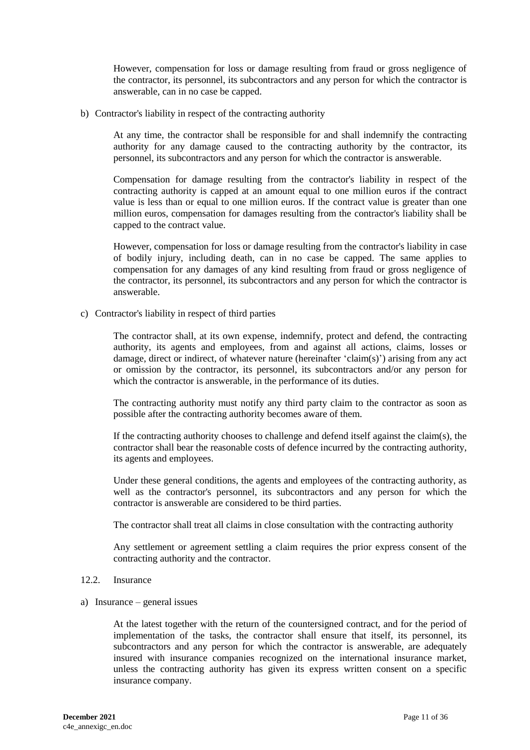However, compensation for loss or damage resulting from fraud or gross negligence of the contractor, its personnel, its subcontractors and any person for which the contractor is answerable, can in no case be capped.

b) Contractor's liability in respect of the contracting authority

At any time, the contractor shall be responsible for and shall indemnify the contracting authority for any damage caused to the contracting authority by the contractor, its personnel, its subcontractors and any person for which the contractor is answerable.

Compensation for damage resulting from the contractor's liability in respect of the contracting authority is capped at an amount equal to one million euros if the contract value is less than or equal to one million euros. If the contract value is greater than one million euros, compensation for damages resulting from the contractor's liability shall be capped to the contract value.

However, compensation for loss or damage resulting from the contractor's liability in case of bodily injury, including death, can in no case be capped. The same applies to compensation for any damages of any kind resulting from fraud or gross negligence of the contractor, its personnel, its subcontractors and any person for which the contractor is answerable.

c) Contractor's liability in respect of third parties

The contractor shall, at its own expense, indemnify, protect and defend, the contracting authority, its agents and employees, from and against all actions, claims, losses or damage, direct or indirect, of whatever nature (hereinafter 'claim(s)') arising from any act or omission by the contractor, its personnel, its subcontractors and/or any person for which the contractor is answerable, in the performance of its duties.

The contracting authority must notify any third party claim to the contractor as soon as possible after the contracting authority becomes aware of them.

If the contracting authority chooses to challenge and defend itself against the claim(s), the contractor shall bear the reasonable costs of defence incurred by the contracting authority, its agents and employees.

Under these general conditions, the agents and employees of the contracting authority, as well as the contractor's personnel, its subcontractors and any person for which the contractor is answerable are considered to be third parties.

The contractor shall treat all claims in close consultation with the contracting authority

Any settlement or agreement settling a claim requires the prior express consent of the contracting authority and the contractor.

12.2. Insurance

a) Insurance – general issues

At the latest together with the return of the countersigned contract, and for the period of implementation of the tasks, the contractor shall ensure that itself, its personnel, its subcontractors and any person for which the contractor is answerable, are adequately insured with insurance companies recognized on the international insurance market, unless the contracting authority has given its express written consent on a specific insurance company.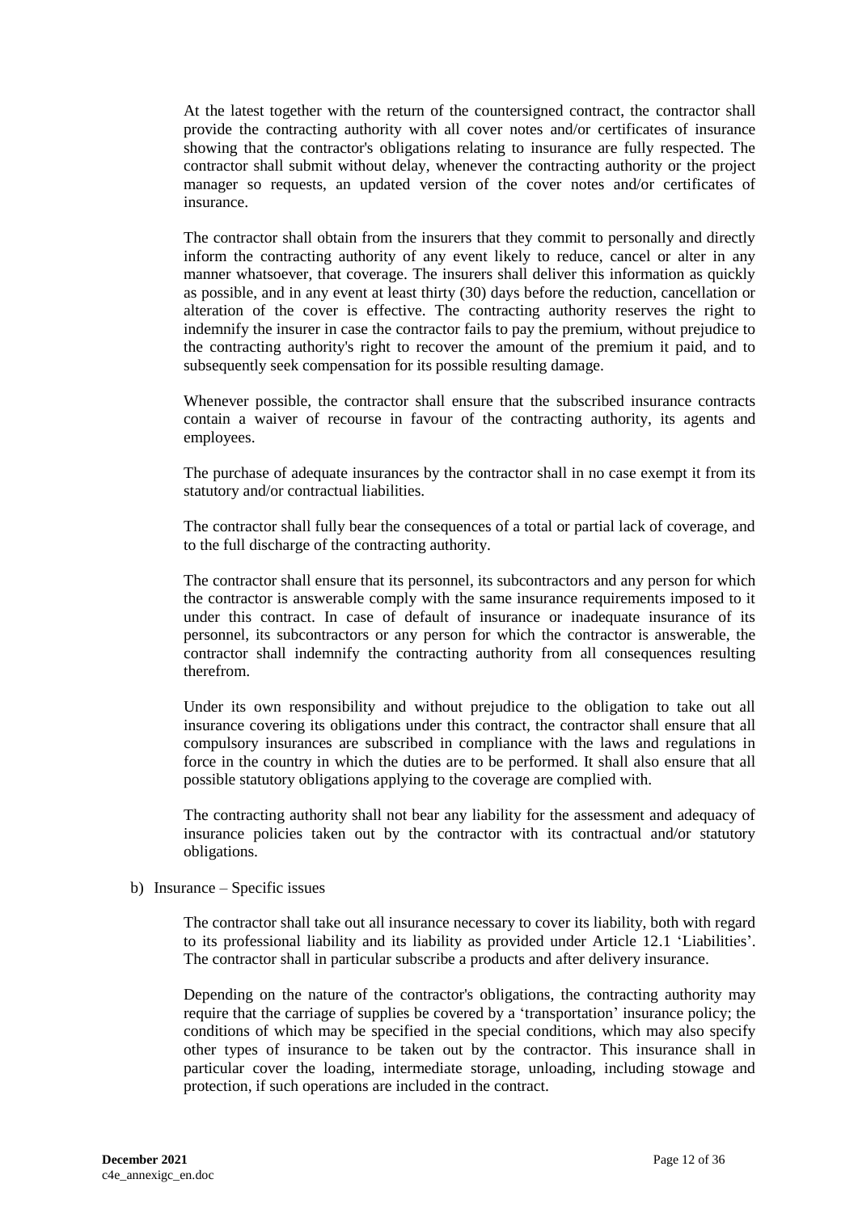At the latest together with the return of the countersigned contract, the contractor shall provide the contracting authority with all cover notes and/or certificates of insurance showing that the contractor's obligations relating to insurance are fully respected. The contractor shall submit without delay, whenever the contracting authority or the project manager so requests, an updated version of the cover notes and/or certificates of insurance.

The contractor shall obtain from the insurers that they commit to personally and directly inform the contracting authority of any event likely to reduce, cancel or alter in any manner whatsoever, that coverage. The insurers shall deliver this information as quickly as possible, and in any event at least thirty (30) days before the reduction, cancellation or alteration of the cover is effective. The contracting authority reserves the right to indemnify the insurer in case the contractor fails to pay the premium, without prejudice to the contracting authority's right to recover the amount of the premium it paid, and to subsequently seek compensation for its possible resulting damage.

Whenever possible, the contractor shall ensure that the subscribed insurance contracts contain a waiver of recourse in favour of the contracting authority, its agents and employees.

The purchase of adequate insurances by the contractor shall in no case exempt it from its statutory and/or contractual liabilities.

The contractor shall fully bear the consequences of a total or partial lack of coverage, and to the full discharge of the contracting authority.

The contractor shall ensure that its personnel, its subcontractors and any person for which the contractor is answerable comply with the same insurance requirements imposed to it under this contract. In case of default of insurance or inadequate insurance of its personnel, its subcontractors or any person for which the contractor is answerable, the contractor shall indemnify the contracting authority from all consequences resulting therefrom.

Under its own responsibility and without prejudice to the obligation to take out all insurance covering its obligations under this contract, the contractor shall ensure that all compulsory insurances are subscribed in compliance with the laws and regulations in force in the country in which the duties are to be performed. It shall also ensure that all possible statutory obligations applying to the coverage are complied with.

The contracting authority shall not bear any liability for the assessment and adequacy of insurance policies taken out by the contractor with its contractual and/or statutory obligations.

b) Insurance – Specific issues

The contractor shall take out all insurance necessary to cover its liability, both with regard to its professional liability and its liability as provided under Article 12.1 'Liabilities'. The contractor shall in particular subscribe a products and after delivery insurance.

Depending on the nature of the contractor's obligations, the contracting authority may require that the carriage of supplies be covered by a 'transportation' insurance policy; the conditions of which may be specified in the special conditions, which may also specify other types of insurance to be taken out by the contractor. This insurance shall in particular cover the loading, intermediate storage, unloading, including stowage and protection, if such operations are included in the contract.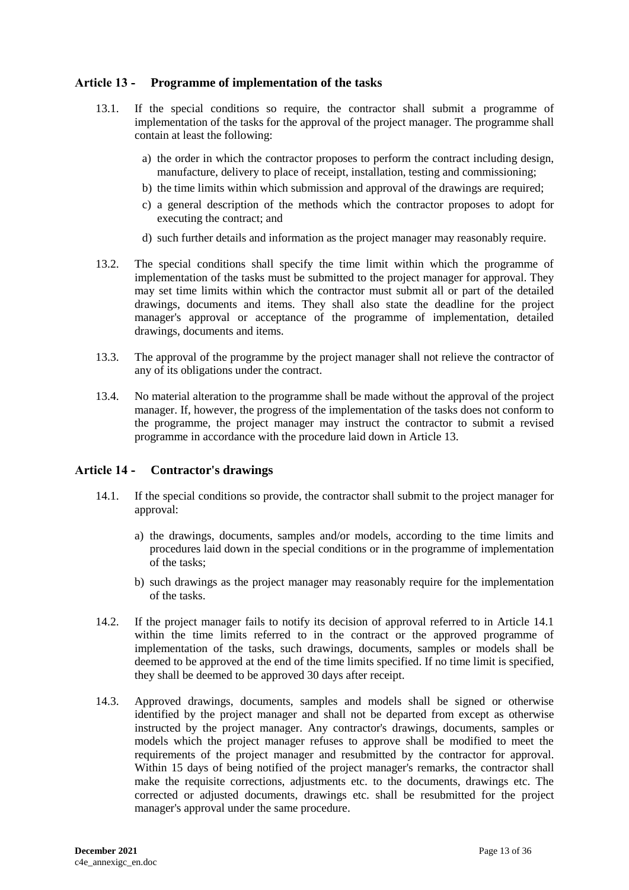## Article 13 - Programme of implementation of the tasks

13.1. If the special conditions so require, the contractor shall submit a programme of implementation of the tasks for the approval of the project manager. The programme shall contain at least the following:

a) the order in which the contractor proposes to perform the contract including design, manufacture, delivery to place of receipt, installation, testing and commissioning;

b) the time limits within which submission and approval of the drawings are required;

c) a general description of the methods which the contractor proposes to adopt for executing the contract; and

d) such further details and information as the project manager may reasonably require.

13.2. The special conditions shall specify the time limit within which the programme of implementation of the tasks must be submitted to the project manager for approval. They may set time limits within which the contractor must submit all or part of the detailed drawings, documents and items. They shall also state the deadline for the project manager's approval or acceptance of the programme of implementation, detailed drawings, documents and items.

13.3. The approval of the programme by the project manager shall not relieve the contractor of any of its obligations under the contract.

13.4. No material alteration to the programme shall be made without the approval of the project manager. If, however, the progress of the implementation of the tasks does not conform to the programme, the project manager may instruct the contractor to submit a revised programme in accordance with the procedure laid down in Article 13.

## Article 14 - Contractor's drawings

14.1. If the special conditions so provide, the contractor shall submit to the project manager for approval:

a) the drawings, documents, samples and/or models, according to the time limits and procedures laid down in the special conditions or in the programme of implementation of the tasks;

b) such drawings as the project manager may reasonably require for the implementation of the tasks.

14.2. If the project manager fails to notify its decision of approval referred to in Article 14.1 within the time limits referred to in the contract or the approved programme of implementation of the tasks, such drawings, documents, samples or models shall be deemed to be approved at the end of the time limits specified. If no time limit is specified, they shall be deemed to be approved 30 days after receipt.

14.3. Approved drawings, documents, samples and models shall be signed or otherwise identified by the project manager and shall not be departed from except as otherwise instructed by the project manager. Any contractor's drawings, documents, samples or models which the project manager refuses to approve shall be modified to meet the requirements of the project manager and resubmitted by the contractor for approval. Within 15 days of being notified of the project manager's remarks, the contractor shall make the requisite corrections, adjustments etc. to the documents, drawings etc. The corrected or adjusted documents, drawings etc. shall be resubmitted for the project manager's approval under the same procedure.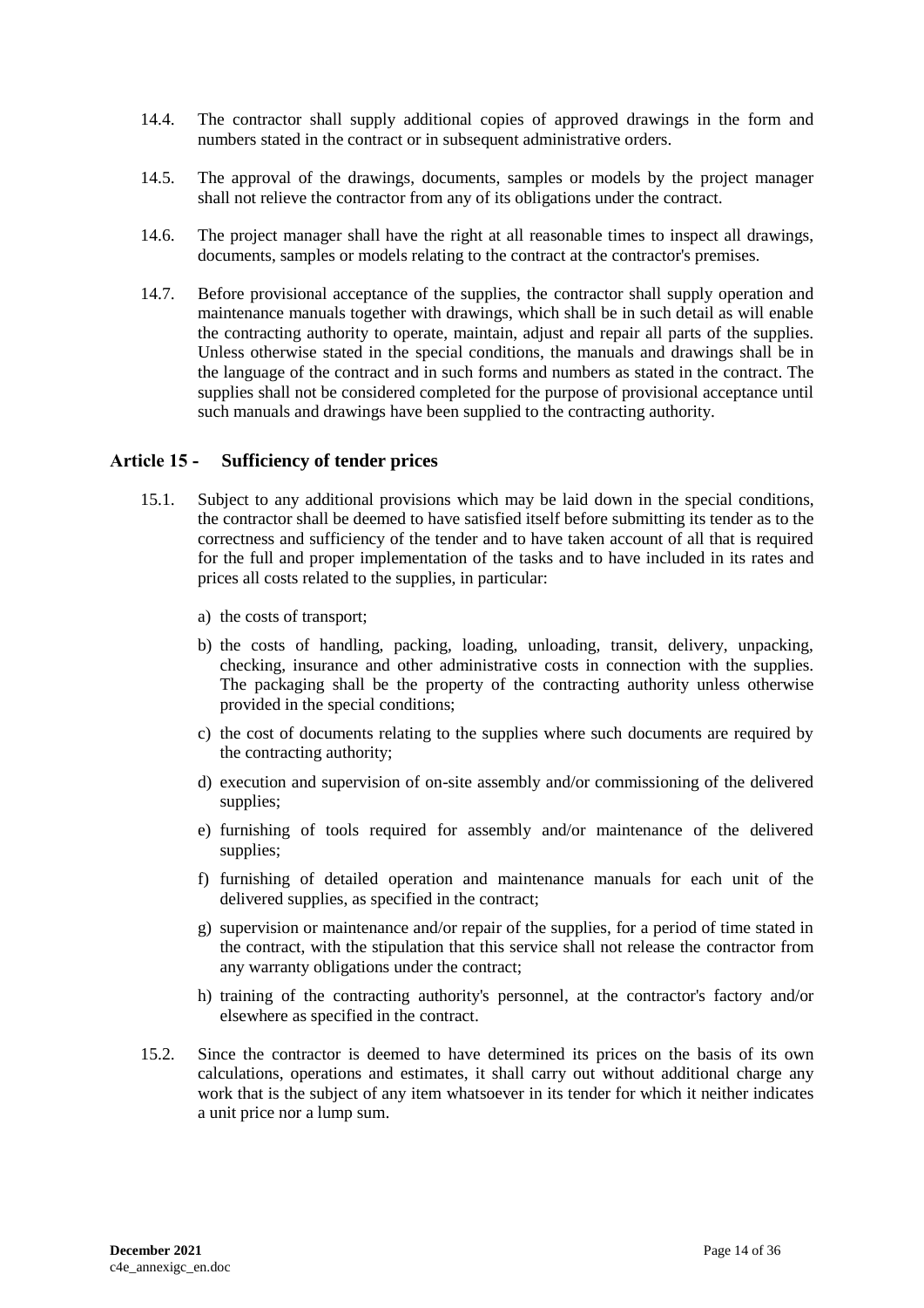14.4. The contractor shall supply additional copies of approved drawings in the form and numbers stated in the contract or in subsequent administrative orders.

14.5. The approval of the drawings, documents, samples or models by the project manager shall not relieve the contractor from any of its obligations under the contract.

14.6. The project manager shall have the right at all reasonable times to inspect all drawings, documents, samples or models relating to the contract at the contractor's premises.

14.7. Before provisional acceptance of the supplies, the contractor shall supply operation and maintenance manuals together with drawings, which shall be in such detail as will enable the contracting authority to operate, maintain, adjust and repair all parts of the supplies. Unless otherwise stated in the special conditions, the manuals and drawings shall be in the language of the contract and in such forms and numbers as stated in the contract. The supplies shall not be considered completed for the purpose of provisional acceptance until such manuals and drawings have been supplied to the contracting authority.

## Article 15 - Sufficiency of tender prices

15.1. Subject to any additional provisions which may be laid down in the special conditions, the contractor shall be deemed to have satisfied itself before submitting its tender as to the correctness and sufficiency of the tender and to have taken account of all that is required for the full and proper implementation of the tasks and to have included in its rates and prices all costs related to the supplies, in particular:

a) the costs of transport;

b) the costs of handling, packing, loading, unloading, transit, delivery, unpacking, checking, insurance and other administrative costs in connection with the supplies. The packaging shall be the property of the contracting authority unless otherwise provided in the special conditions;

c) the cost of documents relating to the supplies where such documents are required by the contracting authority;

d) execution and supervision of on-site assembly and/or commissioning of the delivered supplies;

e) furnishing of tools required for assembly and/or maintenance of the delivered supplies;

f) furnishing of detailed operation and maintenance manuals for each unit of the delivered supplies, as specified in the contract;

g) supervision or maintenance and/or repair of the supplies, for a period of time stated in the contract, with the stipulation that this service shall not release the contractor from any warranty obligations under the contract;

h) training of the contracting authority's personnel, at the contractor's factory and/or elsewhere as specified in the contract.

15.2. Since the contractor is deemed to have determined its prices on the basis of its own calculations, operations and estimates, it shall carry out without additional charge any work that is the subject of any item whatsoever in its tender for which it neither indicates a unit price nor a lump sum.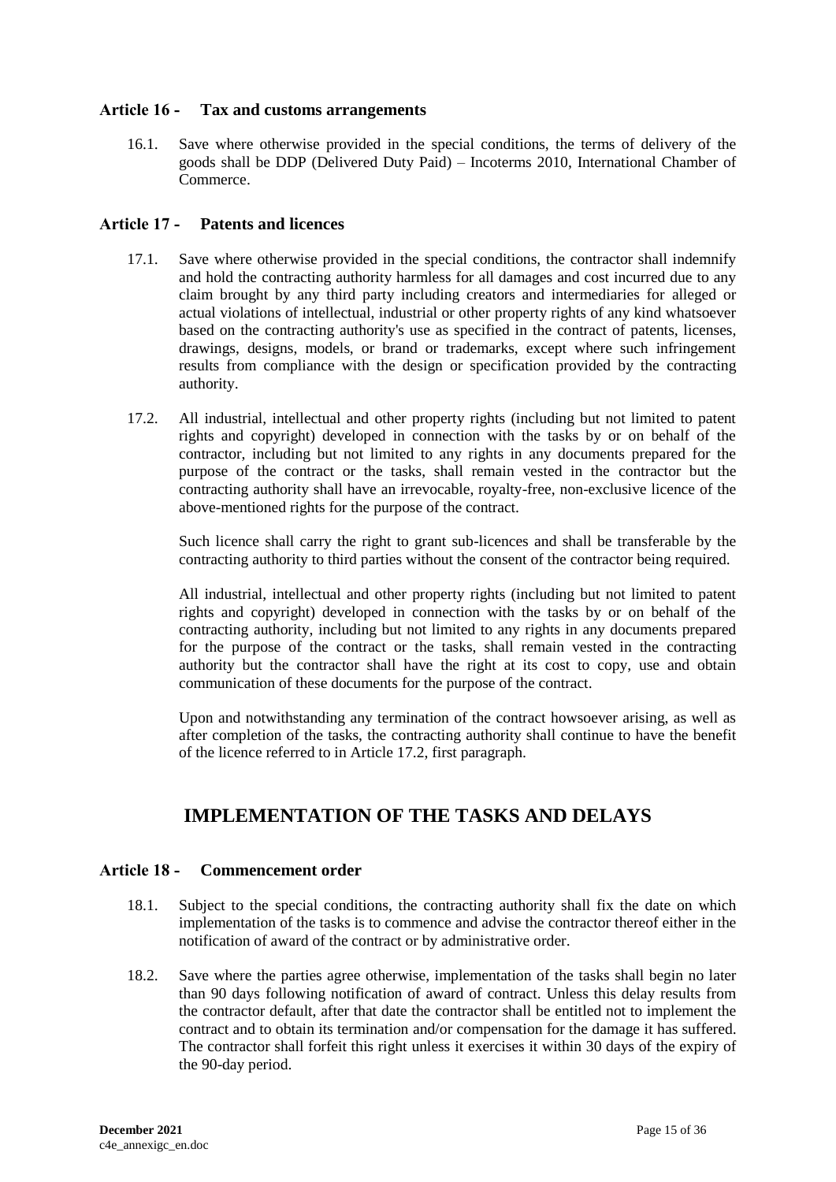### Article 16 - Tax and customs arrangements

16.1. Save where otherwise provided in the special conditions, the terms of delivery of the goods shall be DDP (Delivered Duty Paid) – Incoterms 2010, International Chamber of Commerce.

### Article 17 - Patents and licences

17.1. Save where otherwise provided in the special conditions, the contractor shall indemnify and hold the contracting authority harmless for all damages and cost incurred due to any claim brought by any third party including creators and intermediaries for alleged or actual violations of intellectual, industrial or other property rights of any kind whatsoever based on the contracting authority's use as specified in the contract of patents, licenses, drawings, designs, models, or brand or trademarks, except where such infringement results from compliance with the design or specification provided by the contracting authority.

17.2. All industrial, intellectual and other property rights (including but not limited to patent rights and copyright) developed in connection with the tasks by or on behalf of the contractor, including but not limited to any rights in any documents prepared for the purpose of the contract or the tasks, shall remain vested in the contractor but the contracting authority shall have an irrevocable, royalty-free, non-exclusive licence of the above-mentioned rights for the purpose of the contract.

Such licence shall carry the right to grant sub-licences and shall be transferable by the contracting authority to third parties without the consent of the contractor being required.

All industrial, intellectual and other property rights (including but not limited to patent rights and copyright) developed in connection with the tasks by or on behalf of the contracting authority, including but not limited to any rights in any documents prepared for the purpose of the contract or the tasks, shall remain vested in the contracting authority but the contractor shall have the right at its cost to copy, use and obtain communication of these documents for the purpose of the contract.

Upon and notwithstanding any termination of the contract howsoever arising, as well as after completion of the tasks, the contracting authority shall continue to have the benefit of the licence referred to in Article 17.2, first paragraph.

## IMPLEMENTATION OF THE TASKS AND DELAYS

### Article 18 - Commencement order

18.1. Subject to the special conditions, the contracting authority shall fix the date on which implementation of the tasks is to commence and advise the contractor thereof either in the notification of award of the contract or by administrative order.

18.2. Save where the parties agree otherwise, implementation of the tasks shall begin no later than 90 days following notification of award of contract. Unless this delay results from the contractor default, after that date the contractor shall be entitled not to implement the contract and to obtain its termination and/or compensation for the damage it has suffered. The contractor shall forfeit this right unless it exercises it within 30 days of the expiry of the 90-day period.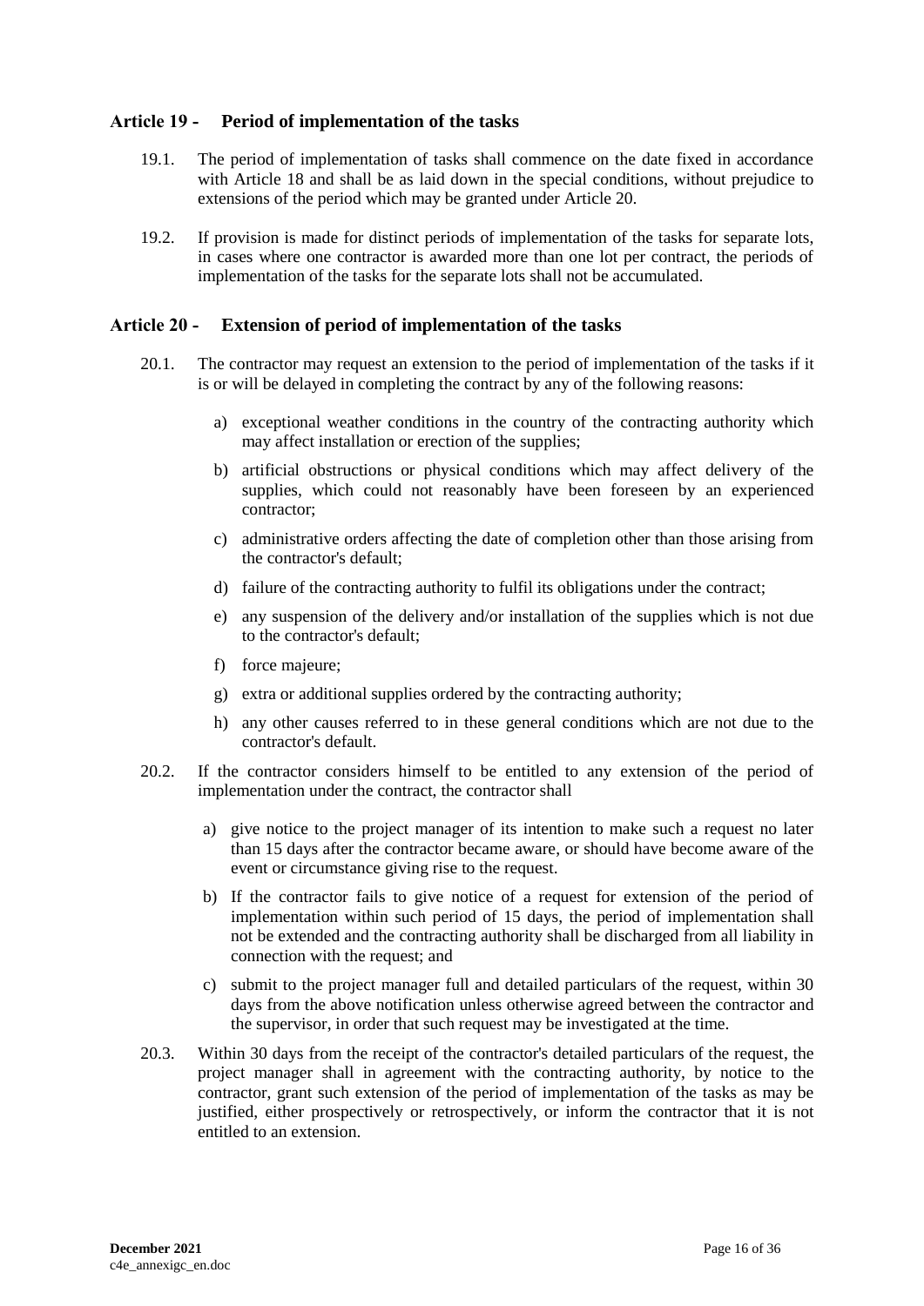## Article 19 - Period of implementation of the tasks

19.1. The period of implementation of tasks shall commence on the date fixed in accordance with Article 18 and shall be as laid down in the special conditions, without prejudice to extensions of the period which may be granted under Article 20.

19.2. If provision is made for distinct periods of implementation of the tasks for separate lots, in cases where one contractor is awarded more than one lot per contract, the periods of implementation of the tasks for the separate lots shall not be accumulated.

## Article 20 - Extension of period of implementation of the tasks

20.1. The contractor may request an extension to the period of implementation of the tasks if it is or will be delayed in completing the contract by any of the following reasons:

a) exceptional weather conditions in the country of the contracting authority which may affect installation or erection of the supplies;

b) artificial obstructions or physical conditions which may affect delivery of the supplies, which could not reasonably have been foreseen by an experienced contractor;

c) administrative orders affecting the date of completion other than those arising from the contractor's default;

d) failure of the contracting authority to fulfil its obligations under the contract;

e) any suspension of the delivery and/or installation of the supplies which is not due to the contractor's default;

f) force majeure;

g) extra or additional supplies ordered by the contracting authority;

h) any other causes referred to in these general conditions which are not due to the contractor's default.

20.2. If the contractor considers himself to be entitled to any extension of the period of implementation under the contract, the contractor shall

a) give notice to the project manager of its intention to make such a request no later than 15 days after the contractor became aware, or should have become aware of the event or circumstance giving rise to the request.

b) If the contractor fails to give notice of a request for extension of the period of implementation within such period of 15 days, the period of implementation shall not be extended and the contracting authority shall be discharged from all liability in connection with the request; and

c) submit to the project manager full and detailed particulars of the request, within 30 days from the above notification unless otherwise agreed between the contractor and the supervisor, in order that such request may be investigated at the time.

20.3. Within 30 days from the receipt of the contractor's detailed particulars of the request, the project manager shall in agreement with the contracting authority, by notice to the contractor, grant such extension of the period of implementation of the tasks as may be justified, either prospectively or retrospectively, or inform the contractor that it is not entitled to an extension.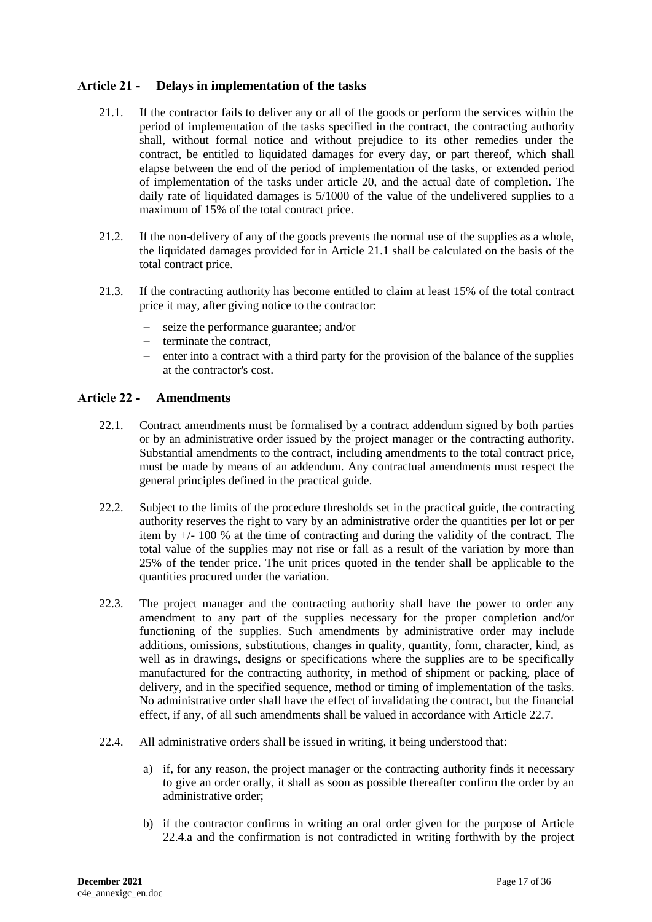## Article 21 - Delays in implementation of the tasks

21.1. If the contractor fails to deliver any or all of the goods or perform the services within the period of implementation of the tasks specified in the contract, the contracting authority shall, without formal notice and without prejudice to its other remedies under the contract, be entitled to liquidated damages for every day, or part thereof, which shall elapse between the end of the period of implementation of the tasks, or extended period of implementation of the tasks under article 20, and the actual date of completion. The daily rate of liquidated damages is 5/1000 of the value of the undelivered supplies to a maximum of 15% of the total contract price.

21.2. If the non-delivery of any of the goods prevents the normal use of the supplies as a whole, the liquidated damages provided for in Article 21.1 shall be calculated on the basis of the total contract price.

21.3. If the contracting authority has become entitled to claim at least 15% of the total contract price it may, after giving notice to the contractor:

- seize the performance guarantee; and/or
- terminate the contract,
- enter into a contract with a third party for the provision of the balance of the supplies at the contractor's cost.

## Article 22 - Amendments

22.1. Contract amendments must be formalised by a contract addendum signed by both parties or by an administrative order issued by the project manager or the contracting authority. Substantial amendments to the contract, including amendments to the total contract price, must be made by means of an addendum. Any contractual amendments must respect the general principles defined in the practical guide.

22.2. Subject to the limits of the procedure thresholds set in the practical guide, the contracting authority reserves the right to vary by an administrative order the quantities per lot or per item by +/- 100 % at the time of contracting and during the validity of the contract. The total value of the supplies may not rise or fall as a result of the variation by more than 25% of the tender price. The unit prices quoted in the tender shall be applicable to the quantities procured under the variation.

22.3. The project manager and the contracting authority shall have the power to order any amendment to any part of the supplies necessary for the proper completion and/or functioning of the supplies. Such amendments by administrative order may include additions, omissions, substitutions, changes in quality, quantity, form, character, kind, as well as in drawings, designs or specifications where the supplies are to be specifically manufactured for the contracting authority, in method of shipment or packing, place of delivery, and in the specified sequence, method or timing of implementation of the tasks. No administrative order shall have the effect of invalidating the contract, but the financial effect, if any, of all such amendments shall be valued in accordance with Article 22.7.

22.4. All administrative orders shall be issued in writing, it being understood that:

a) if, for any reason, the project manager or the contracting authority finds it necessary to give an order orally, it shall as soon as possible thereafter confirm the order by an administrative order;

b) if the contractor confirms in writing an oral order given for the purpose of Article 22.4.a and the confirmation is not contradicted in writing forthwith by the project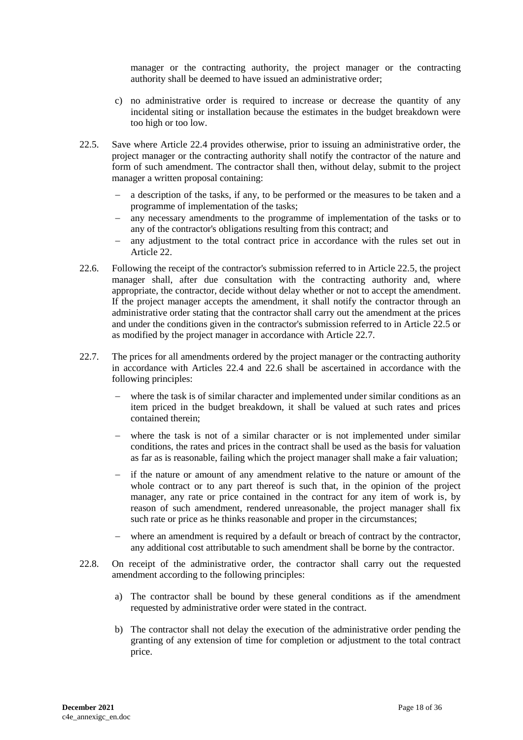manager or the contracting authority, the project manager or the contracting authority shall be deemed to have issued an administrative order;

c) no administrative order is required to increase or decrease the quantity of any incidental siting or installation because the estimates in the budget breakdown were too high or too low.

22.5. Save where Article 22.4 provides otherwise, prior to issuing an administrative order, the project manager or the contracting authority shall notify the contractor of the nature and form of such amendment. The contractor shall then, without delay, submit to the project manager a written proposal containing:

- a description of the tasks, if any, to be performed or the measures to be taken and a programme of implementation of the tasks;
- any necessary amendments to the programme of implementation of the tasks or to any of the contractor's obligations resulting from this contract; and
- any adjustment to the total contract price in accordance with the rules set out in Article 22.

22.6. Following the receipt of the contractor's submission referred to in Article 22.5, the project manager shall, after due consultation with the contracting authority and, where appropriate, the contractor, decide without delay whether or not to accept the amendment. If the project manager accepts the amendment, it shall notify the contractor through an administrative order stating that the contractor shall carry out the amendment at the prices and under the conditions given in the contractor's submission referred to in Article 22.5 or as modified by the project manager in accordance with Article 22.7.

22.7. The prices for all amendments ordered by the project manager or the contracting authority in accordance with Articles 22.4 and 22.6 shall be ascertained in accordance with the following principles:

- where the task is of similar character and implemented under similar conditions as an item priced in the budget breakdown, it shall be valued at such rates and prices contained therein;
- where the task is not of a similar character or is not implemented under similar conditions, the rates and prices in the contract shall be used as the basis for valuation as far as is reasonable, failing which the project manager shall make a fair valuation;
- if the nature or amount of any amendment relative to the nature or amount of the whole contract or to any part thereof is such that, in the opinion of the project manager, any rate or price contained in the contract for any item of work is, by reason of such amendment, rendered unreasonable, the project manager shall fix such rate or price as he thinks reasonable and proper in the circumstances;
- where an amendment is required by a default or breach of contract by the contractor, any additional cost attributable to such amendment shall be borne by the contractor.

22.8. On receipt of the administrative order, the contractor shall carry out the requested amendment according to the following principles:

a) The contractor shall be bound by these general conditions as if the amendment requested by administrative order were stated in the contract.

b) The contractor shall not delay the execution of the administrative order pending the granting of any extension of time for completion or adjustment to the total contract price.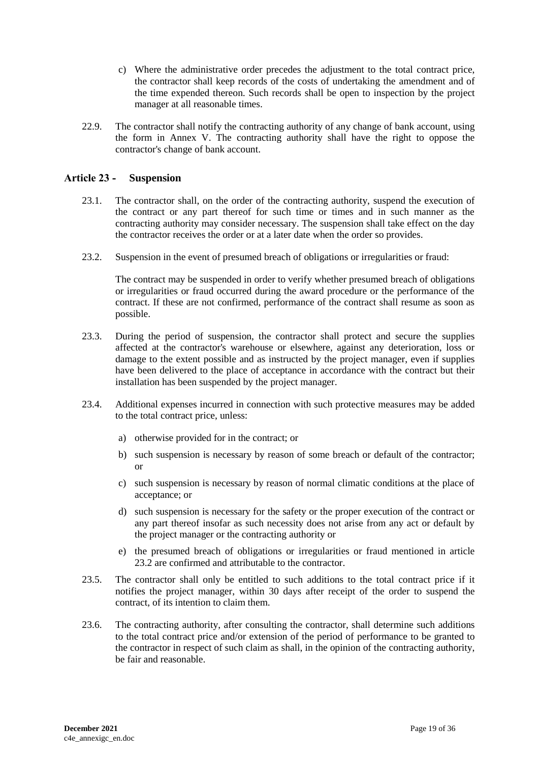c) Where the administrative order precedes the adjustment to the total contract price, the contractor shall keep records of the costs of undertaking the amendment and of the time expended thereon. Such records shall be open to inspection by the project manager at all reasonable times.

22.9. The contractor shall notify the contracting authority of any change of bank account, using the form in Annex V. The contracting authority shall have the right to oppose the contractor's change of bank account.

## Article 23 - Suspension

23.1. The contractor shall, on the order of the contracting authority, suspend the execution of the contract or any part thereof for such time or times and in such manner as the contracting authority may consider necessary. The suspension shall take effect on the day the contractor receives the order or at a later date when the order so provides.

23.2. Suspension in the event of presumed breach of obligations or irregularities or fraud:

The contract may be suspended in order to verify whether presumed breach of obligations or irregularities or fraud occurred during the award procedure or the performance of the contract. If these are not confirmed, performance of the contract shall resume as soon as possible.

23.3. During the period of suspension, the contractor shall protect and secure the supplies affected at the contractor's warehouse or elsewhere, against any deterioration, loss or damage to the extent possible and as instructed by the project manager, even if supplies have been delivered to the place of acceptance in accordance with the contract but their installation has been suspended by the project manager.

23.4. Additional expenses incurred in connection with such protective measures may be added to the total contract price, unless:

a) otherwise provided for in the contract; or

b) such suspension is necessary by reason of some breach or default of the contractor; or

c) such suspension is necessary by reason of normal climatic conditions at the place of acceptance; or

d) such suspension is necessary for the safety or the proper execution of the contract or any part thereof insofar as such necessity does not arise from any act or default by the project manager or the contracting authority or

e) the presumed breach of obligations or irregularities or fraud mentioned in article 23.2 are confirmed and attributable to the contractor.

23.5. The contractor shall only be entitled to such additions to the total contract price if it notifies the project manager, within 30 days after receipt of the order to suspend the contract, of its intention to claim them.

23.6. The contracting authority, after consulting the contractor, shall determine such additions to the total contract price and/or extension of the period of performance to be granted to the contractor in respect of such claim as shall, in the opinion of the contracting authority, be fair and reasonable.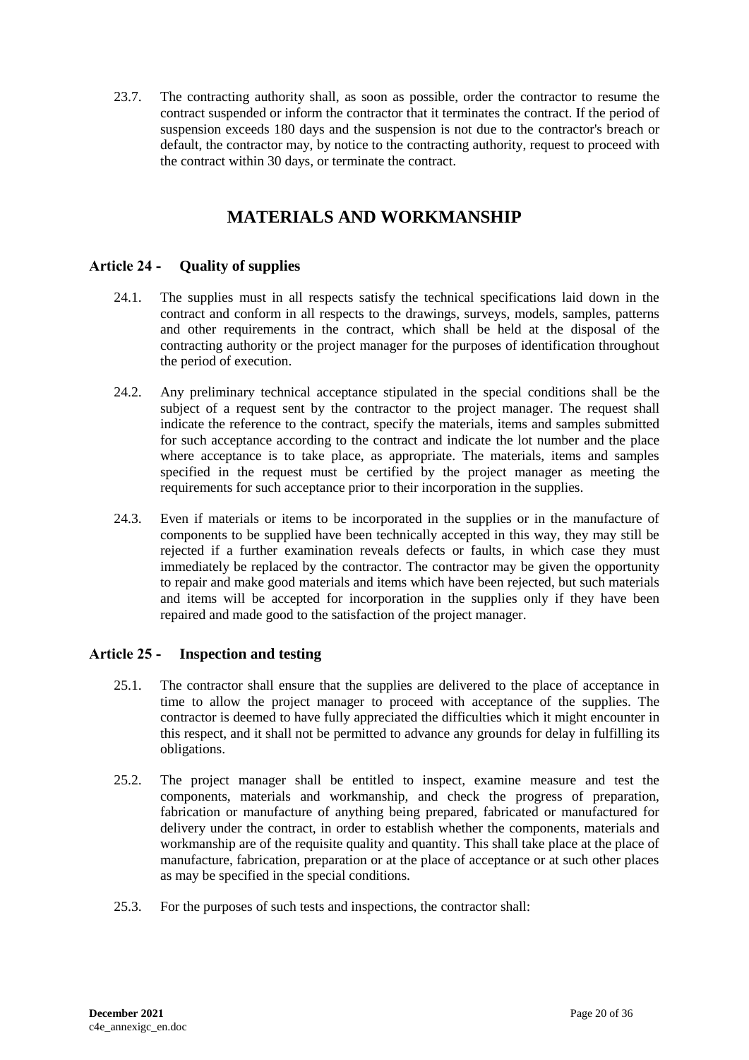23.7. The contracting authority shall, as soon as possible, order the contractor to resume the contract suspended or inform the contractor that it terminates the contract. If the period of suspension exceeds 180 days and the suspension is not due to the contractor's breach or default, the contractor may, by notice to the contracting authority, request to proceed with the contract within 30 days, or terminate the contract.

# MATERIALS AND WORKMANSHIP

## Article 24 - Quality of supplies

24.1. The supplies must in all respects satisfy the technical specifications laid down in the contract and conform in all respects to the drawings, surveys, models, samples, patterns and other requirements in the contract, which shall be held at the disposal of the contracting authority or the project manager for the purposes of identification throughout the period of execution.

24.2. Any preliminary technical acceptance stipulated in the special conditions shall be the subject of a request sent by the contractor to the project manager. The request shall indicate the reference to the contract, specify the materials, items and samples submitted for such acceptance according to the contract and indicate the lot number and the place where acceptance is to take place, as appropriate. The materials, items and samples specified in the request must be certified by the project manager as meeting the requirements for such acceptance prior to their incorporation in the supplies.

24.3. Even if materials or items to be incorporated in the supplies or in the manufacture of components to be supplied have been technically accepted in this way, they may still be rejected if a further examination reveals defects or faults, in which case they must immediately be replaced by the contractor. The contractor may be given the opportunity to repair and make good materials and items which have been rejected, but such materials and items will be accepted for incorporation in the supplies only if they have been repaired and made good to the satisfaction of the project manager.

## Article 25 - Inspection and testing

25.1. The contractor shall ensure that the supplies are delivered to the place of acceptance in time to allow the project manager to proceed with acceptance of the supplies. The contractor is deemed to have fully appreciated the difficulties which it might encounter in this respect, and it shall not be permitted to advance any grounds for delay in fulfilling its obligations.

25.2. The project manager shall be entitled to inspect, examine measure and test the components, materials and workmanship, and check the progress of preparation, fabrication or manufacture of anything being prepared, fabricated or manufactured for delivery under the contract, in order to establish whether the components, materials and workmanship are of the requisite quality and quantity. This shall take place at the place of manufacture, fabrication, preparation or at the place of acceptance or at such other places as may be specified in the special conditions.

25.3. For the purposes of such tests and inspections, the contractor shall: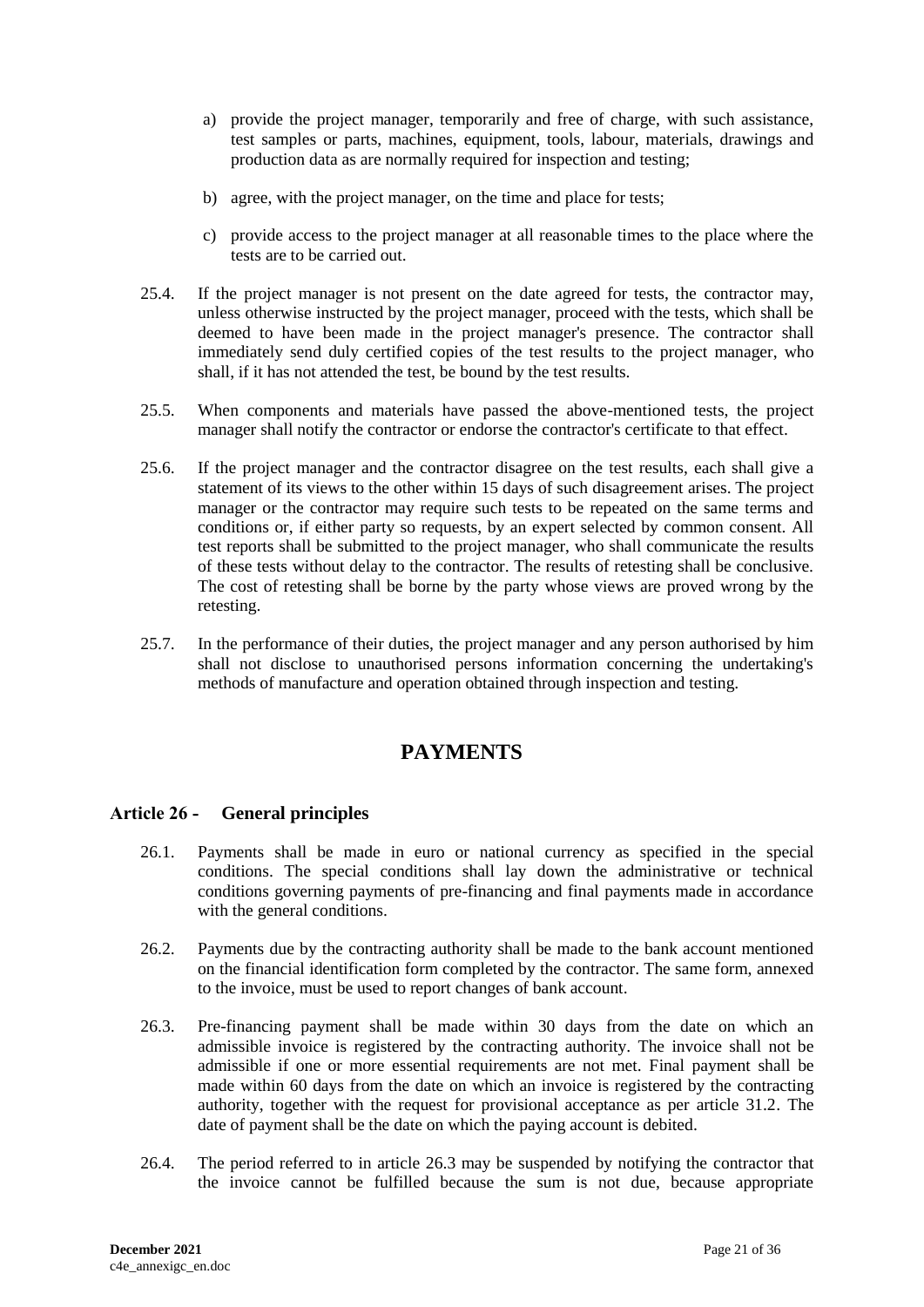a) provide the project manager, temporarily and free of charge, with such assistance, test samples or parts, machines, equipment, tools, labour, materials, drawings and production data as are normally required for inspection and testing;

b) agree, with the project manager, on the time and place for tests;

c) provide access to the project manager at all reasonable times to the place where the tests are to be carried out.

25.4. If the project manager is not present on the date agreed for tests, the contractor may, unless otherwise instructed by the project manager, proceed with the tests, which shall be deemed to have been made in the project manager's presence. The contractor shall immediately send duly certified copies of the test results to the project manager, who shall, if it has not attended the test, be bound by the test results.

25.5. When components and materials have passed the above-mentioned tests, the project manager shall notify the contractor or endorse the contractor's certificate to that effect.

25.6. If the project manager and the contractor disagree on the test results, each shall give a statement of its views to the other within 15 days of such disagreement arises. The project manager or the contractor may require such tests to be repeated on the same terms and conditions or, if either party so requests, by an expert selected by common consent. All test reports shall be submitted to the project manager, who shall communicate the results of these tests without delay to the contractor. The results of retesting shall be conclusive. The cost of retesting shall be borne by the party whose views are proved wrong by the retesting.

25.7. In the performance of their duties, the project manager and any person authorised by him shall not disclose to unauthorised persons information concerning the undertaking's methods of manufacture and operation obtained through inspection and testing.

# PAYMENTS

### Article 26 - General principles

26.1. Payments shall be made in euro or national currency as specified in the special conditions. The special conditions shall lay down the administrative or technical conditions governing payments of pre-financing and final payments made in accordance with the general conditions.

26.2. Payments due by the contracting authority shall be made to the bank account mentioned on the financial identification form completed by the contractor. The same form, annexed to the invoice, must be used to report changes of bank account.

26.3. Pre-financing payment shall be made within 30 days from the date on which an admissible invoice is registered by the contracting authority. The invoice shall not be admissible if one or more essential requirements are not met. Final payment shall be made within 60 days from the date on which an invoice is registered by the contracting authority, together with the request for provisional acceptance as per article 31.2. The date of payment shall be the date on which the paying account is debited.

26.4. The period referred to in article 26.3 may be suspended by notifying the contractor that the invoice cannot be fulfilled because the sum is not due, because appropriate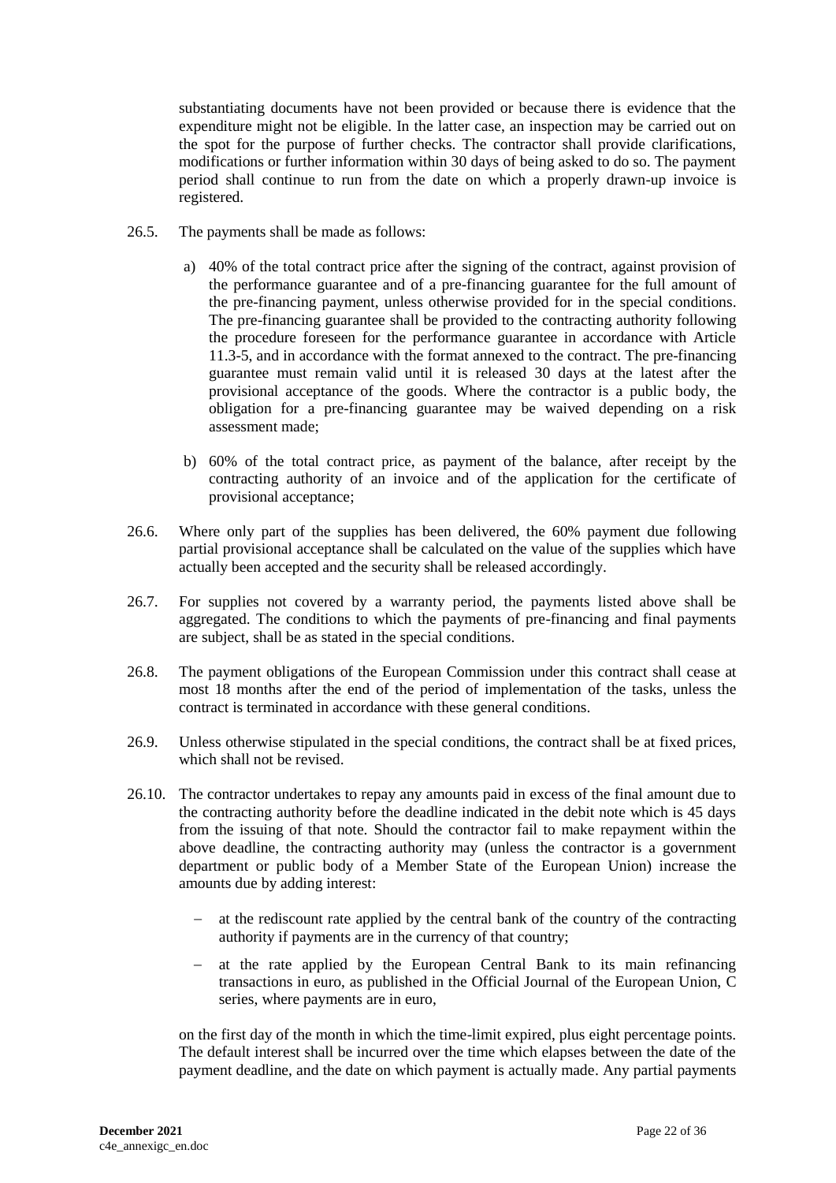substantiating documents have not been provided or because there is evidence that the expenditure might not be eligible. In the latter case, an inspection may be carried out on the spot for the purpose of further checks. The contractor shall provide clarifications, modifications or further information within 30 days of being asked to do so. The payment period shall continue to run from the date on which a properly drawn-up invoice is registered.

26.5. The payments shall be made as follows:

a) 40% of the total contract price after the signing of the contract, against provision of the performance guarantee and of a pre-financing guarantee for the full amount of the pre-financing payment, unless otherwise provided for in the special conditions. The pre-financing guarantee shall be provided to the contracting authority following the procedure foreseen for the performance guarantee in accordance with Article 11.3-5, and in accordance with the format annexed to the contract. The pre-financing guarantee must remain valid until it is released 30 days at the latest after the provisional acceptance of the goods. Where the contractor is a public body, the obligation for a pre-financing guarantee may be waived depending on a risk assessment made;

b) 60% of the total contract price, as payment of the balance, after receipt by the contracting authority of an invoice and of the application for the certificate of provisional acceptance;

26.6. Where only part of the supplies has been delivered, the 60% payment due following partial provisional acceptance shall be calculated on the value of the supplies which have actually been accepted and the security shall be released accordingly.

26.7. For supplies not covered by a warranty period, the payments listed above shall be aggregated. The conditions to which the payments of pre-financing and final payments are subject, shall be as stated in the special conditions.

26.8. The payment obligations of the European Commission under this contract shall cease at most 18 months after the end of the period of implementation of the tasks, unless the contract is terminated in accordance with these general conditions.

26.9. Unless otherwise stipulated in the special conditions, the contract shall be at fixed prices, which shall not be revised.

26.10. The contractor undertakes to repay any amounts paid in excess of the final amount due to the contracting authority before the deadline indicated in the debit note which is 45 days from the issuing of that note. Should the contractor fail to make repayment within the above deadline, the contracting authority may (unless the contractor is a government department or public body of a Member State of the European Union) increase the amounts due by adding interest:

- at the rediscount rate applied by the central bank of the country of the contracting authority if payments are in the currency of that country;
- at the rate applied by the European Central Bank to its main refinancing transactions in euro, as published in the Official Journal of the European Union, C series, where payments are in euro,

on the first day of the month in which the time-limit expired, plus eight percentage points. The default interest shall be incurred over the time which elapses between the date of the payment deadline, and the date on which payment is actually made. Any partial payments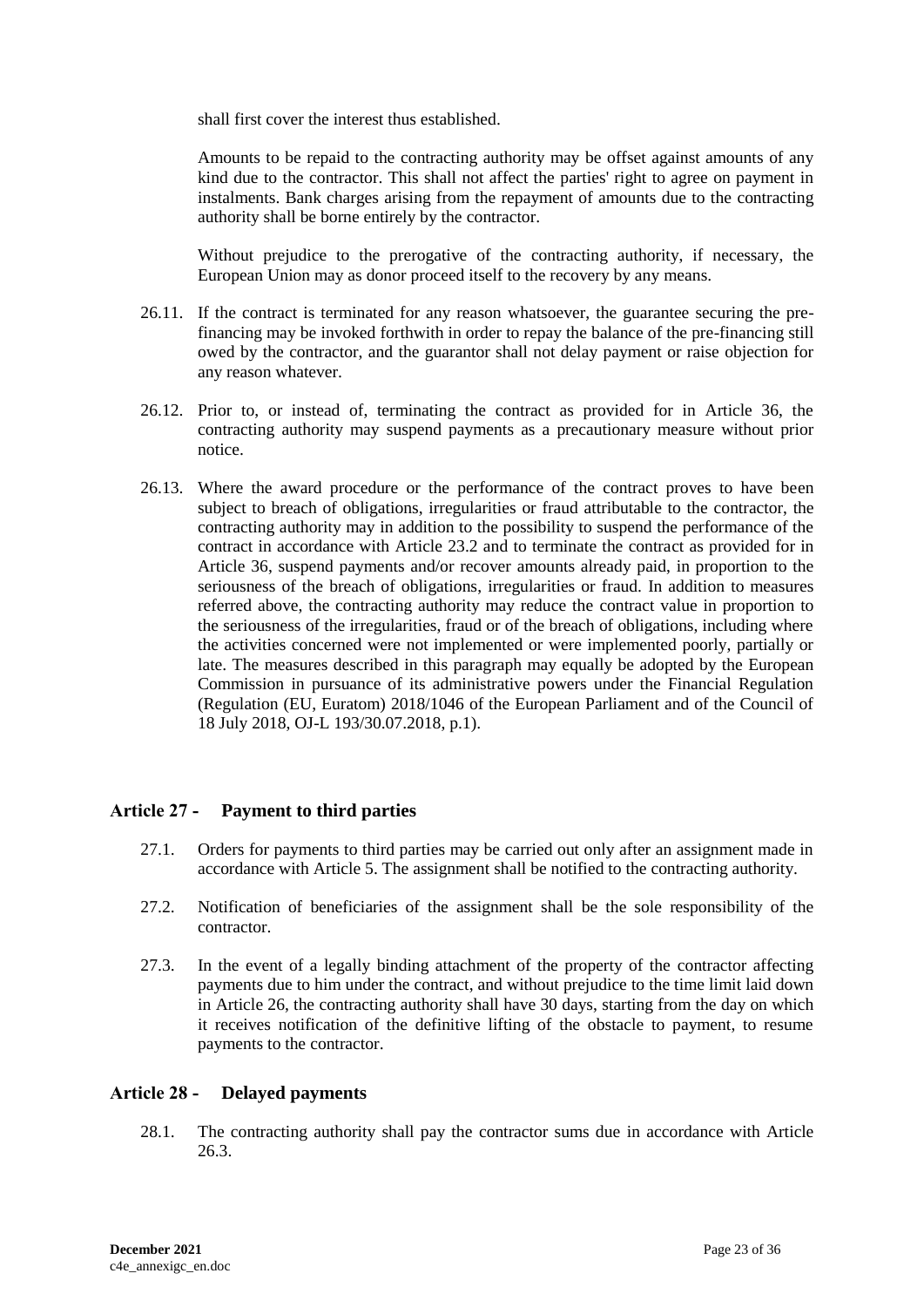shall first cover the interest thus established.

Amounts to be repaid to the contracting authority may be offset against amounts of any kind due to the contractor. This shall not affect the parties' right to agree on payment in instalments. Bank charges arising from the repayment of amounts due to the contracting authority shall be borne entirely by the contractor.

Without prejudice to the prerogative of the contracting authority, if necessary, the European Union may as donor proceed itself to the recovery by any means.

26.11. If the contract is terminated for any reason whatsoever, the guarantee securing the pre-financing may be invoked forthwith in order to repay the balance of the pre-financing still owed by the contractor, and the guarantor shall not delay payment or raise objection for any reason whatever.

26.12. Prior to, or instead of, terminating the contract as provided for in Article 36, the contracting authority may suspend payments as a precautionary measure without prior notice.

26.13. Where the award procedure or the performance of the contract proves to have been subject to breach of obligations, irregularities or fraud attributable to the contractor, the contracting authority may in addition to the possibility to suspend the performance of the contract in accordance with Article 23.2 and to terminate the contract as provided for in Article 36, suspend payments and/or recover amounts already paid, in proportion to the seriousness of the breach of obligations, irregularities or fraud. In addition to measures referred above, the contracting authority may reduce the contract value in proportion to the seriousness of the irregularities, fraud or of the breach of obligations, including where the activities concerned were not implemented or were implemented poorly, partially or late. The measures described in this paragraph may equally be adopted by the European Commission in pursuance of its administrative powers under the Financial Regulation (Regulation (EU, Euratom) 2018/1046 of the European Parliament and of the Council of 18 July 2018, OJ-L 193/30.07.2018, p.1).

## Article 27 - Payment to third parties

27.1. Orders for payments to third parties may be carried out only after an assignment made in accordance with Article 5. The assignment shall be notified to the contracting authority.

27.2. Notification of beneficiaries of the assignment shall be the sole responsibility of the contractor.

27.3. In the event of a legally binding attachment of the property of the contractor affecting payments due to him under the contract, and without prejudice to the time limit laid down in Article 26, the contracting authority shall have 30 days, starting from the day on which it receives notification of the definitive lifting of the obstacle to payment, to resume payments to the contractor.

## Article 28 - Delayed payments

28.1. The contracting authority shall pay the contractor sums due in accordance with Article 26.3.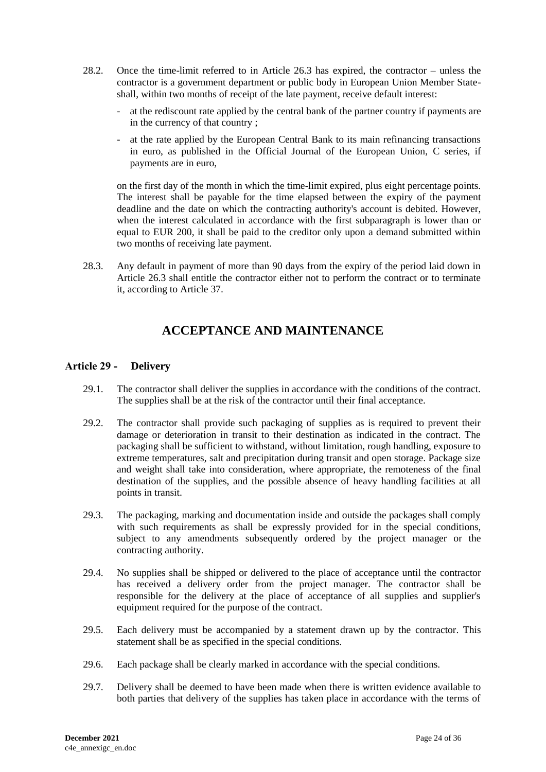28.2. Once the time-limit referred to in Article 26.3 has expired, the contractor – unless the contractor is a government department or public body in European Union Member State- shall, within two months of receipt of the late payment, receive default interest:

- at the rediscount rate applied by the central bank of the partner country if payments are in the currency of that country ;
- at the rate applied by the European Central Bank to its main refinancing transactions in euro, as published in the Official Journal of the European Union, C series, if payments are in euro,

on the first day of the month in which the time-limit expired, plus eight percentage points. The interest shall be payable for the time elapsed between the expiry of the payment deadline and the date on which the contracting authority's account is debited. However, when the interest calculated in accordance with the first subparagraph is lower than or equal to EUR 200, it shall be paid to the creditor only upon a demand submitted within two months of receiving late payment.

28.3. Any default in payment of more than 90 days from the expiry of the period laid down in Article 26.3 shall entitle the contractor either not to perform the contract or to terminate it, according to Article 37.

# ACCEPTANCE AND MAINTENANCE

## Article 29 - Delivery

29.1. The contractor shall deliver the supplies in accordance with the conditions of the contract. The supplies shall be at the risk of the contractor until their final acceptance.

29.2. The contractor shall provide such packaging of supplies as is required to prevent their damage or deterioration in transit to their destination as indicated in the contract. The packaging shall be sufficient to withstand, without limitation, rough handling, exposure to extreme temperatures, salt and precipitation during transit and open storage. Package size and weight shall take into consideration, where appropriate, the remoteness of the final destination of the supplies, and the possible absence of heavy handling facilities at all points in transit.

29.3. The packaging, marking and documentation inside and outside the packages shall comply with such requirements as shall be expressly provided for in the special conditions, subject to any amendments subsequently ordered by the project manager or the contracting authority.

29.4. No supplies shall be shipped or delivered to the place of acceptance until the contractor has received a delivery order from the project manager. The contractor shall be responsible for the delivery at the place of acceptance of all supplies and supplier's equipment required for the purpose of the contract.

29.5. Each delivery must be accompanied by a statement drawn up by the contractor. This statement shall be as specified in the special conditions.

29.6. Each package shall be clearly marked in accordance with the special conditions.

29.7. Delivery shall be deemed to have been made when there is written evidence available to both parties that delivery of the supplies has taken place in accordance with the terms of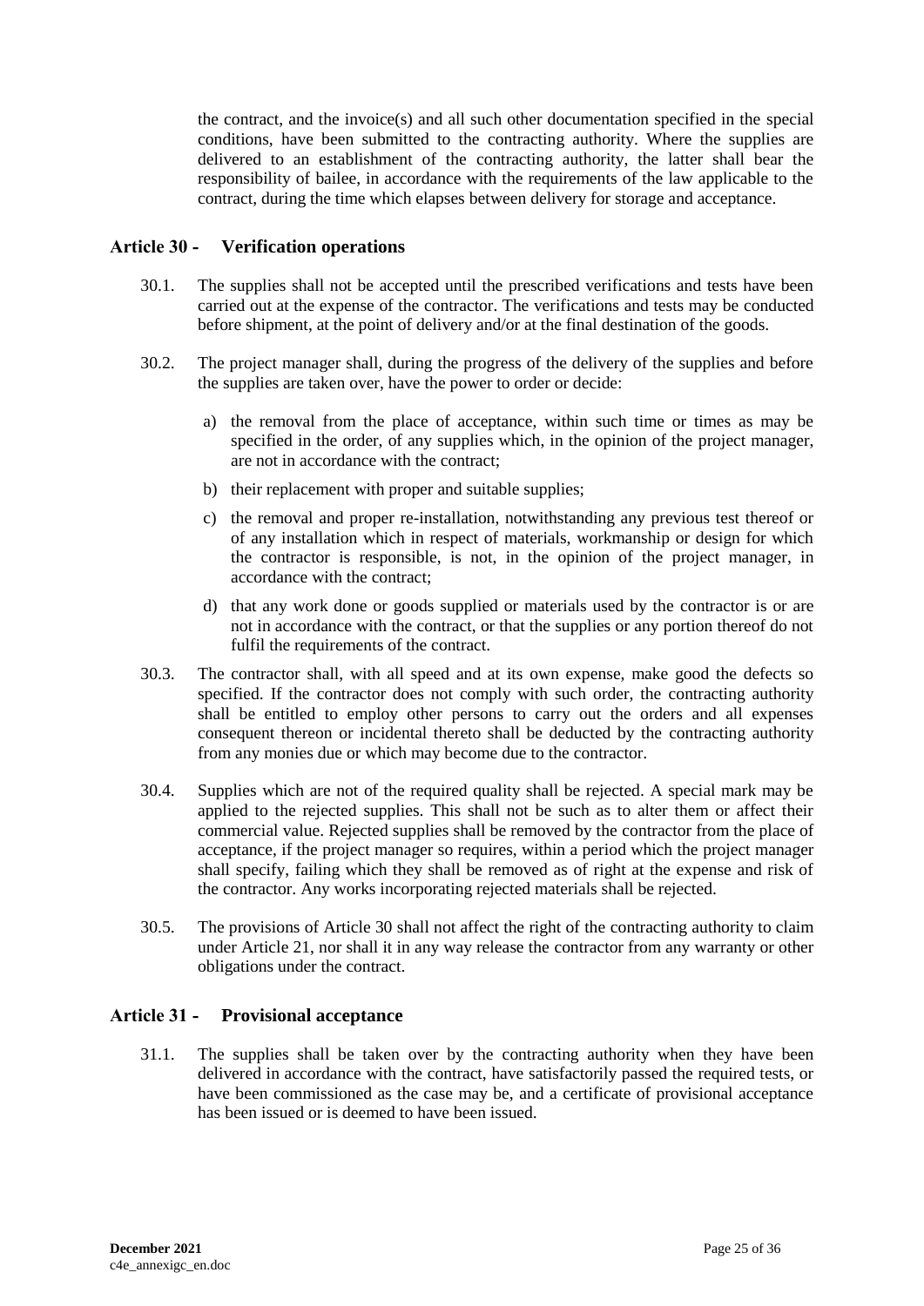the contract, and the invoice(s) and all such other documentation specified in the special conditions, have been submitted to the contracting authority. Where the supplies are delivered to an establishment of the contracting authority, the latter shall bear the responsibility of bailee, in accordance with the requirements of the law applicable to the contract, during the time which elapses between delivery for storage and acceptance.

## Article 30 - Verification operations

30.1. The supplies shall not be accepted until the prescribed verifications and tests have been carried out at the expense of the contractor. The verifications and tests may be conducted before shipment, at the point of delivery and/or at the final destination of the goods.

30.2. The project manager shall, during the progress of the delivery of the supplies and before the supplies are taken over, have the power to order or decide:

a) the removal from the place of acceptance, within such time or times as may be specified in the order, of any supplies which, in the opinion of the project manager, are not in accordance with the contract;

b) their replacement with proper and suitable supplies;

c) the removal and proper re-installation, notwithstanding any previous test thereof or of any installation which in respect of materials, workmanship or design for which the contractor is responsible, is not, in the opinion of the project manager, in accordance with the contract;

d) that any work done or goods supplied or materials used by the contractor is or are not in accordance with the contract, or that the supplies or any portion thereof do not fulfil the requirements of the contract.

30.3. The contractor shall, with all speed and at its own expense, make good the defects so specified. If the contractor does not comply with such order, the contracting authority shall be entitled to employ other persons to carry out the orders and all expenses consequent thereon or incidental thereto shall be deducted by the contracting authority from any monies due or which may become due to the contractor.

30.4. Supplies which are not of the required quality shall be rejected. A special mark may be applied to the rejected supplies. This shall not be such as to alter them or affect their commercial value. Rejected supplies shall be removed by the contractor from the place of acceptance, if the project manager so requires, within a period which the project manager shall specify, failing which they shall be removed as of right at the expense and risk of the contractor. Any works incorporating rejected materials shall be rejected.

30.5. The provisions of Article 30 shall not affect the right of the contracting authority to claim under Article 21, nor shall it in any way release the contractor from any warranty or other obligations under the contract.

## Article 31 - Provisional acceptance

31.1. The supplies shall be taken over by the contracting authority when they have been delivered in accordance with the contract, have satisfactorily passed the required tests, or have been commissioned as the case may be, and a certificate of provisional acceptance has been issued or is deemed to have been issued.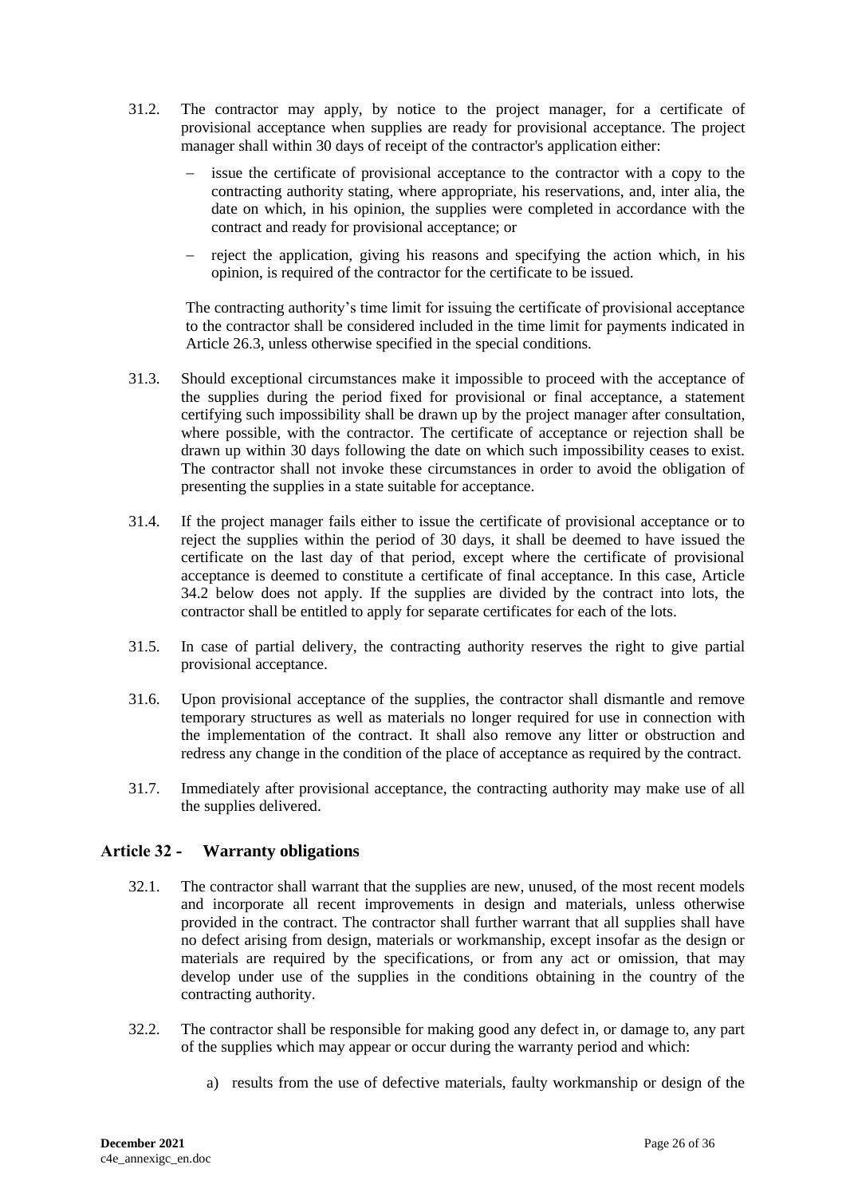31.2. The contractor may apply, by notice to the project manager, for a certificate of provisional acceptance when supplies are ready for provisional acceptance. The project manager shall within 30 days of receipt of the contractor's application either:

- issue the certificate of provisional acceptance to the contractor with a copy to the contracting authority stating, where appropriate, his reservations, and, inter alia, the date on which, in his opinion, the supplies were completed in accordance with the contract and ready for provisional acceptance; or
- reject the application, giving his reasons and specifying the action which, in his opinion, is required of the contractor for the certificate to be issued.

The contracting authority's time limit for issuing the certificate of provisional acceptance to the contractor shall be considered included in the time limit for payments indicated in Article 26.3, unless otherwise specified in the special conditions.

31.3. Should exceptional circumstances make it impossible to proceed with the acceptance of the supplies during the period fixed for provisional or final acceptance, a statement certifying such impossibility shall be drawn up by the project manager after consultation, where possible, with the contractor. The certificate of acceptance or rejection shall be drawn up within 30 days following the date on which such impossibility ceases to exist. The contractor shall not invoke these circumstances in order to avoid the obligation of presenting the supplies in a state suitable for acceptance.

31.4. If the project manager fails either to issue the certificate of provisional acceptance or to reject the supplies within the period of 30 days, it shall be deemed to have issued the certificate on the last day of that period, except where the certificate of provisional acceptance is deemed to constitute a certificate of final acceptance. In this case, Article 34.2 below does not apply. If the supplies are divided by the contract into lots, the contractor shall be entitled to apply for separate certificates for each of the lots.

31.5. In case of partial delivery, the contracting authority reserves the right to give partial provisional acceptance.

31.6. Upon provisional acceptance of the supplies, the contractor shall dismantle and remove temporary structures as well as materials no longer required for use in connection with the implementation of the contract. It shall also remove any litter or obstruction and redress any change in the condition of the place of acceptance as required by the contract.

31.7. Immediately after provisional acceptance, the contracting authority may make use of all the supplies delivered.

## Article 32 - Warranty obligations

32.1. The contractor shall warrant that the supplies are new, unused, of the most recent models and incorporate all recent improvements in design and materials, unless otherwise provided in the contract. The contractor shall further warrant that all supplies shall have no defect arising from design, materials or workmanship, except insofar as the design or materials are required by the specifications, or from any act or omission, that may develop under use of the supplies in the conditions obtaining in the country of the contracting authority.

32.2. The contractor shall be responsible for making good any defect in, or damage to, any part of the supplies which may appear or occur during the warranty period and which:

a) results from the use of defective materials, faulty workmanship or design of the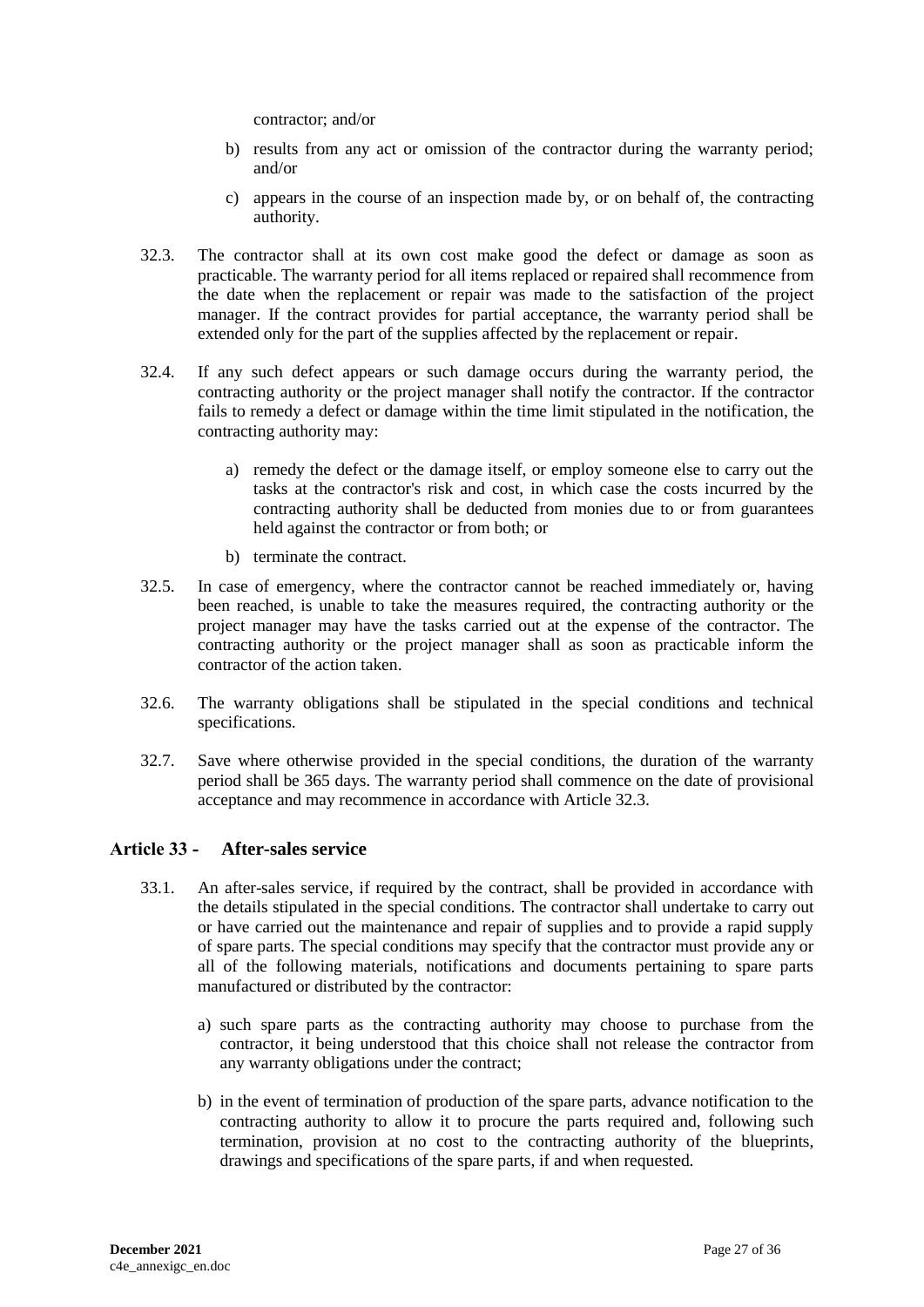contractor; and/or

b) results from any act or omission of the contractor during the warranty period; and/or

c) appears in the course of an inspection made by, or on behalf of, the contracting authority.

32.3. The contractor shall at its own cost make good the defect or damage as soon as practicable. The warranty period for all items replaced or repaired shall recommence from the date when the replacement or repair was made to the satisfaction of the project manager. If the contract provides for partial acceptance, the warranty period shall be extended only for the part of the supplies affected by the replacement or repair.

32.4. If any such defect appears or such damage occurs during the warranty period, the contracting authority or the project manager shall notify the contractor. If the contractor fails to remedy a defect or damage within the time limit stipulated in the notification, the contracting authority may:

a) remedy the defect or the damage itself, or employ someone else to carry out the tasks at the contractor's risk and cost, in which case the costs incurred by the contracting authority shall be deducted from monies due to or from guarantees held against the contractor or from both; or

b) terminate the contract.

32.5. In case of emergency, where the contractor cannot be reached immediately or, having been reached, is unable to take the measures required, the contracting authority or the project manager may have the tasks carried out at the expense of the contractor. The contracting authority or the project manager shall as soon as practicable inform the contractor of the action taken.

32.6. The warranty obligations shall be stipulated in the special conditions and technical specifications.

32.7. Save where otherwise provided in the special conditions, the duration of the warranty period shall be 365 days. The warranty period shall commence on the date of provisional acceptance and may recommence in accordance with Article 32.3.

## Article 33 - After-sales service

33.1. An after-sales service, if required by the contract, shall be provided in accordance with the details stipulated in the special conditions. The contractor shall undertake to carry out or have carried out the maintenance and repair of supplies and to provide a rapid supply of spare parts. The special conditions may specify that the contractor must provide any or all of the following materials, notifications and documents pertaining to spare parts manufactured or distributed by the contractor:

a) such spare parts as the contracting authority may choose to purchase from the contractor, it being understood that this choice shall not release the contractor from any warranty obligations under the contract;

b) in the event of termination of production of the spare parts, advance notification to the contracting authority to allow it to procure the parts required and, following such termination, provision at no cost to the contracting authority of the blueprints, drawings and specifications of the spare parts, if and when requested.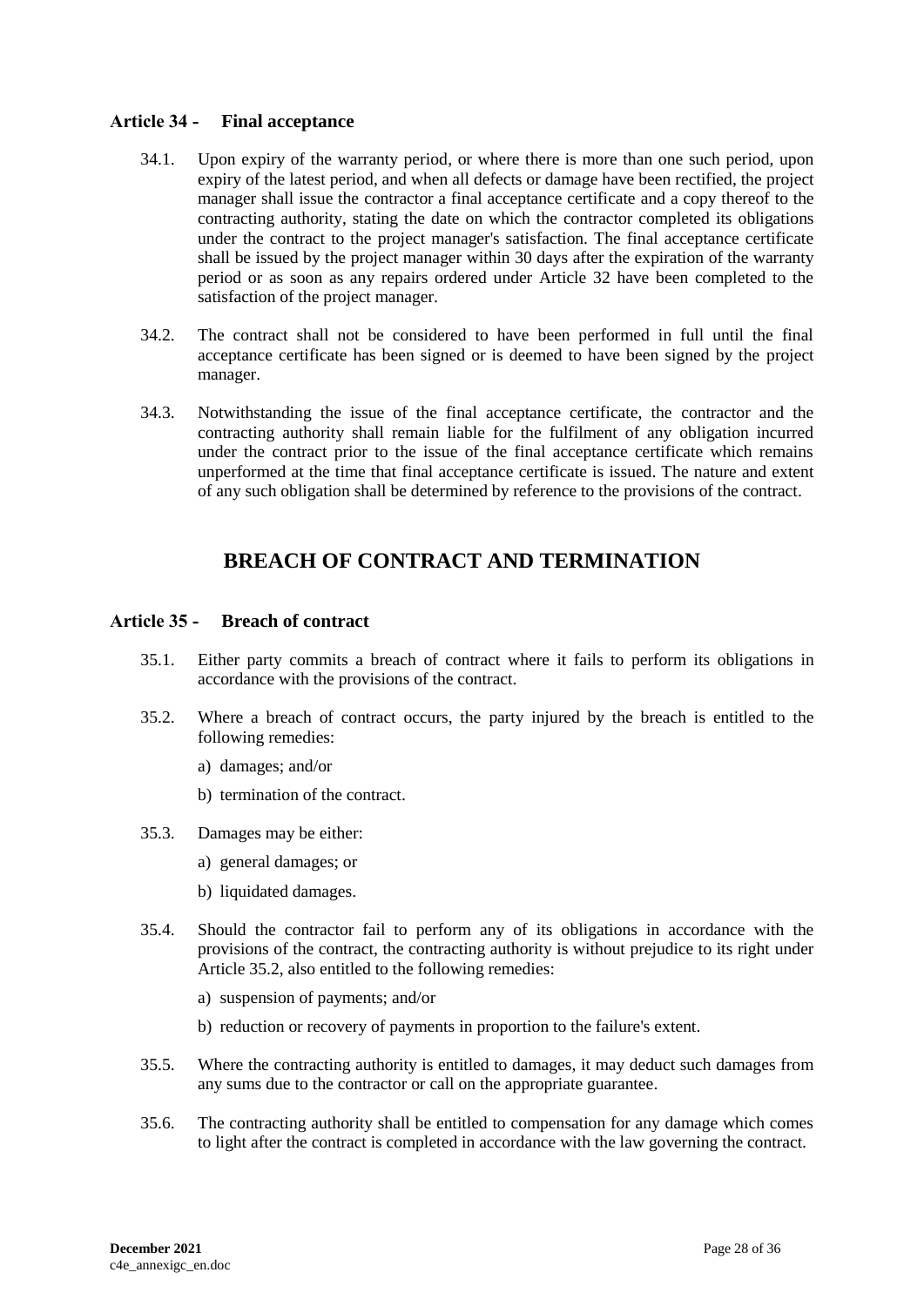### Article 34 - Final acceptance

34.1. Upon expiry of the warranty period, or where there is more than one such period, upon expiry of the latest period, and when all defects or damage have been rectified, the project manager shall issue the contractor a final acceptance certificate and a copy thereof to the contracting authority, stating the date on which the contractor completed its obligations under the contract to the project manager's satisfaction. The final acceptance certificate shall be issued by the project manager within 30 days after the expiration of the warranty period or as soon as any repairs ordered under Article 32 have been completed to the satisfaction of the project manager.

34.2. The contract shall not be considered to have been performed in full until the final acceptance certificate has been signed or is deemed to have been signed by the project manager.

34.3. Notwithstanding the issue of the final acceptance certificate, the contractor and the contracting authority shall remain liable for the fulfilment of any obligation incurred under the contract prior to the issue of the final acceptance certificate which remains unperformed at the time that final acceptance certificate is issued. The nature and extent of any such obligation shall be determined by reference to the provisions of the contract.

## BREACH OF CONTRACT AND TERMINATION

### Article 35 - Breach of contract

35.1. Either party commits a breach of contract where it fails to perform its obligations in accordance with the provisions of the contract.

35.2. Where a breach of contract occurs, the party injured by the breach is entitled to the following remedies:

a) damages; and/or

b) termination of the contract.

35.3. Damages may be either:

a) general damages; or

b) liquidated damages.

35.4. Should the contractor fail to perform any of its obligations in accordance with the provisions of the contract, the contracting authority is without prejudice to its right under Article 35.2, also entitled to the following remedies:

a) suspension of payments; and/or

b) reduction or recovery of payments in proportion to the failure's extent.

35.5. Where the contracting authority is entitled to damages, it may deduct such damages from any sums due to the contractor or call on the appropriate guarantee.

35.6. The contracting authority shall be entitled to compensation for any damage which comes to light after the contract is completed in accordance with the law governing the contract.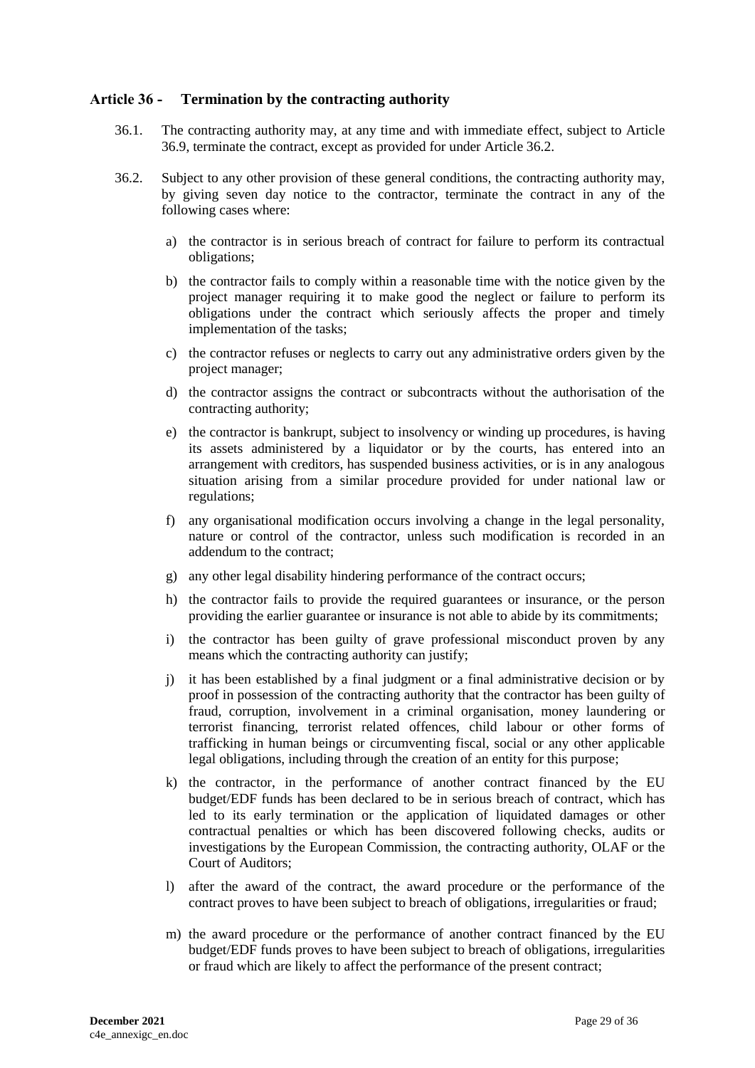## Article 36 - Termination by the contracting authority

36.1. The contracting authority may, at any time and with immediate effect, subject to Article 36.9, terminate the contract, except as provided for under Article 36.2.

36.2. Subject to any other provision of these general conditions, the contracting authority may, by giving seven day notice to the contractor, terminate the contract in any of the following cases where:

a) the contractor is in serious breach of contract for failure to perform its contractual obligations;

b) the contractor fails to comply within a reasonable time with the notice given by the project manager requiring it to make good the neglect or failure to perform its obligations under the contract which seriously affects the proper and timely implementation of the tasks;

c) the contractor refuses or neglects to carry out any administrative orders given by the project manager;

d) the contractor assigns the contract or subcontracts without the authorisation of the contracting authority;

e) the contractor is bankrupt, subject to insolvency or winding up procedures, is having its assets administered by a liquidator or by the courts, has entered into an arrangement with creditors, has suspended business activities, or is in any analogous situation arising from a similar procedure provided for under national law or regulations;

f) any organisational modification occurs involving a change in the legal personality, nature or control of the contractor, unless such modification is recorded in an addendum to the contract;

g) any other legal disability hindering performance of the contract occurs;

h) the contractor fails to provide the required guarantees or insurance, or the person providing the earlier guarantee or insurance is not able to abide by its commitments;

i) the contractor has been guilty of grave professional misconduct proven by any means which the contracting authority can justify;

j) it has been established by a final judgment or a final administrative decision or by proof in possession of the contracting authority that the contractor has been guilty of fraud, corruption, involvement in a criminal organisation, money laundering or terrorist financing, terrorist related offences, child labour or other forms of trafficking in human beings or circumventing fiscal, social or any other applicable legal obligations, including through the creation of an entity for this purpose;

k) the contractor, in the performance of another contract financed by the EU budget/EDF funds has been declared to be in serious breach of contract, which has led to its early termination or the application of liquidated damages or other contractual penalties or which has been discovered following checks, audits or investigations by the European Commission, the contracting authority, OLAF or the Court of Auditors;

l) after the award of the contract, the award procedure or the performance of the contract proves to have been subject to breach of obligations, irregularities or fraud;

m) the award procedure or the performance of another contract financed by the EU budget/EDF funds proves to have been subject to breach of obligations, irregularities or fraud which are likely to affect the performance of the present contract;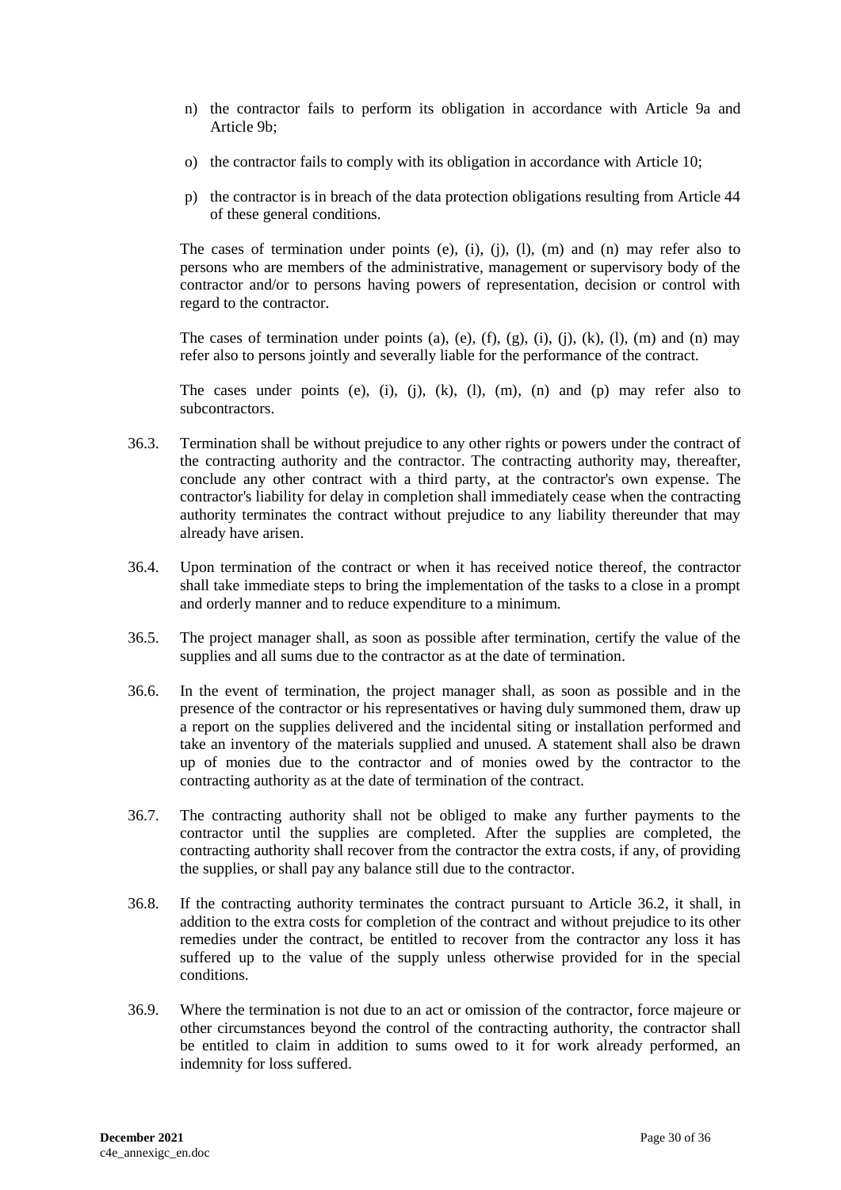n) the contractor fails to perform its obligation in accordance with Article 9a and Article 9b;

o) the contractor fails to comply with its obligation in accordance with Article 10;

p) the contractor is in breach of the data protection obligations resulting from Article 44 of these general conditions.

The cases of termination under points (e), (i), (j), (l), (m) and (n) may refer also to persons who are members of the administrative, management or supervisory body of the contractor and/or to persons having powers of representation, decision or control with regard to the contractor.

The cases of termination under points (a), (e), (f), (g), (i), (j), (k), (l), (m) and (n) may refer also to persons jointly and severally liable for the performance of the contract.

The cases under points (e), (i), (j), (k), (l), (m), (n) and (p) may refer also to subcontractors.

36.3. Termination shall be without prejudice to any other rights or powers under the contract of the contracting authority and the contractor. The contracting authority may, thereafter, conclude any other contract with a third party, at the contractor's own expense. The contractor's liability for delay in completion shall immediately cease when the contracting authority terminates the contract without prejudice to any liability thereunder that may already have arisen.

36.4. Upon termination of the contract or when it has received notice thereof, the contractor shall take immediate steps to bring the implementation of the tasks to a close in a prompt and orderly manner and to reduce expenditure to a minimum.

36.5. The project manager shall, as soon as possible after termination, certify the value of the supplies and all sums due to the contractor as at the date of termination.

36.6. In the event of termination, the project manager shall, as soon as possible and in the presence of the contractor or his representatives or having duly summoned them, draw up a report on the supplies delivered and the incidental siting or installation performed and take an inventory of the materials supplied and unused. A statement shall also be drawn up of monies due to the contractor and of monies owed by the contractor to the contracting authority as at the date of termination of the contract.

36.7. The contracting authority shall not be obliged to make any further payments to the contractor until the supplies are completed. After the supplies are completed, the contracting authority shall recover from the contractor the extra costs, if any, of providing the supplies, or shall pay any balance still due to the contractor.

36.8. If the contracting authority terminates the contract pursuant to Article 36.2, it shall, in addition to the extra costs for completion of the contract and without prejudice to its other remedies under the contract, be entitled to recover from the contractor any loss it has suffered up to the value of the supply unless otherwise provided for in the special conditions.

36.9. Where the termination is not due to an act or omission of the contractor, force majeure or other circumstances beyond the control of the contracting authority, the contractor shall be entitled to claim in addition to sums owed to it for work already performed, an indemnity for loss suffered.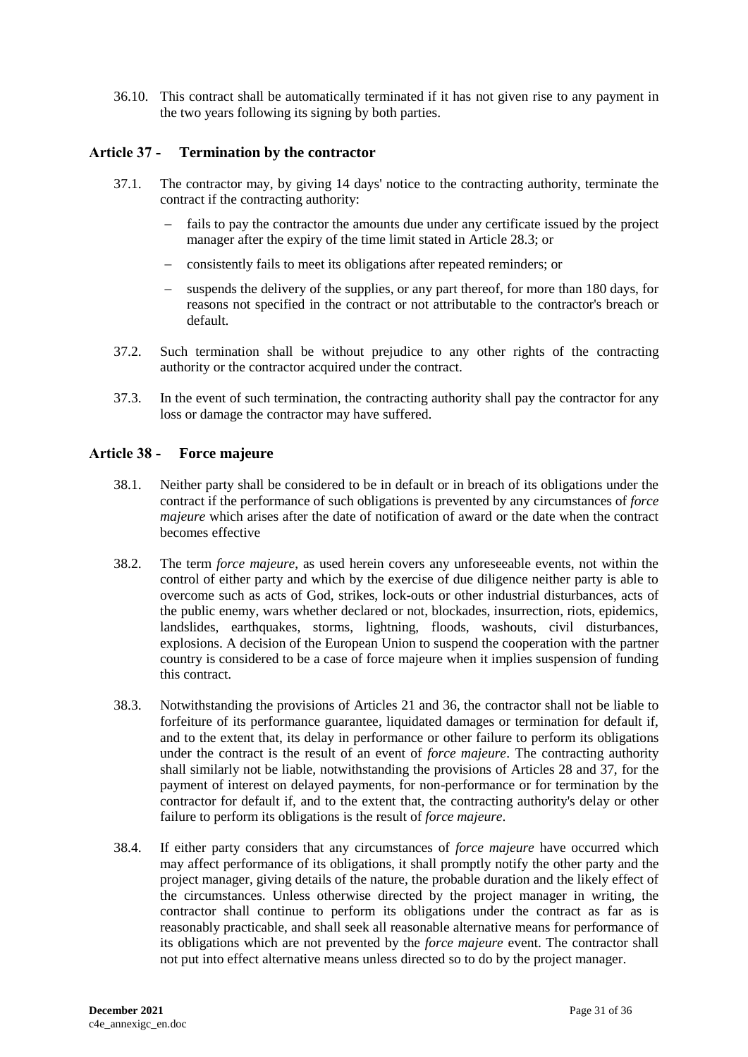36.10. This contract shall be automatically terminated if it has not given rise to any payment in the two years following its signing by both parties.

## Article 37 - Termination by the contractor

37.1. The contractor may, by giving 14 days' notice to the contracting authority, terminate the contract if the contracting authority:

- fails to pay the contractor the amounts due under any certificate issued by the project manager after the expiry of the time limit stated in Article 28.3; or
- consistently fails to meet its obligations after repeated reminders; or
- suspends the delivery of the supplies, or any part thereof, for more than 180 days, for reasons not specified in the contract or not attributable to the contractor's breach or default.

37.2. Such termination shall be without prejudice to any other rights of the contracting authority or the contractor acquired under the contract.

37.3. In the event of such termination, the contracting authority shall pay the contractor for any loss or damage the contractor may have suffered.

## Article 38 - Force majeure

38.1. Neither party shall be considered to be in default or in breach of its obligations under the contract if the performance of such obligations is prevented by any circumstances of *force majeure* which arises after the date of notification of award or the date when the contract becomes effective

38.2. The term *force majeure,* as used herein covers any unforeseeable events, not within the control of either party and which by the exercise of due diligence neither party is able to overcome such as acts of God, strikes, lock-outs or other industrial disturbances, acts of the public enemy, wars whether declared or not, blockades, insurrection, riots, epidemics, landslides, earthquakes, storms, lightning, floods, washouts, civil disturbances, explosions. A decision of the European Union to suspend the cooperation with the partner country is considered to be a case of force majeure when it implies suspension of funding this contract.

38.3. Notwithstanding the provisions of Articles 21 and 36, the contractor shall not be liable to forfeiture of its performance guarantee, liquidated damages or termination for default if, and to the extent that, its delay in performance or other failure to perform its obligations under the contract is the result of an event of *force majeure*. The contracting authority shall similarly not be liable, notwithstanding the provisions of Articles 28 and 37, for the payment of interest on delayed payments, for non-performance or for termination by the contractor for default if, and to the extent that, the contracting authority's delay or other failure to perform its obligations is the result of *force majeure*.

38.4. If either party considers that any circumstances of *force majeure* have occurred which may affect performance of its obligations, it shall promptly notify the other party and the project manager, giving details of the nature, the probable duration and the likely effect of the circumstances. Unless otherwise directed by the project manager in writing, the contractor shall continue to perform its obligations under the contract as far as is reasonably practicable, and shall seek all reasonable alternative means for performance of its obligations which are not prevented by the *force majeure* event. The contractor shall not put into effect alternative means unless directed so to do by the project manager.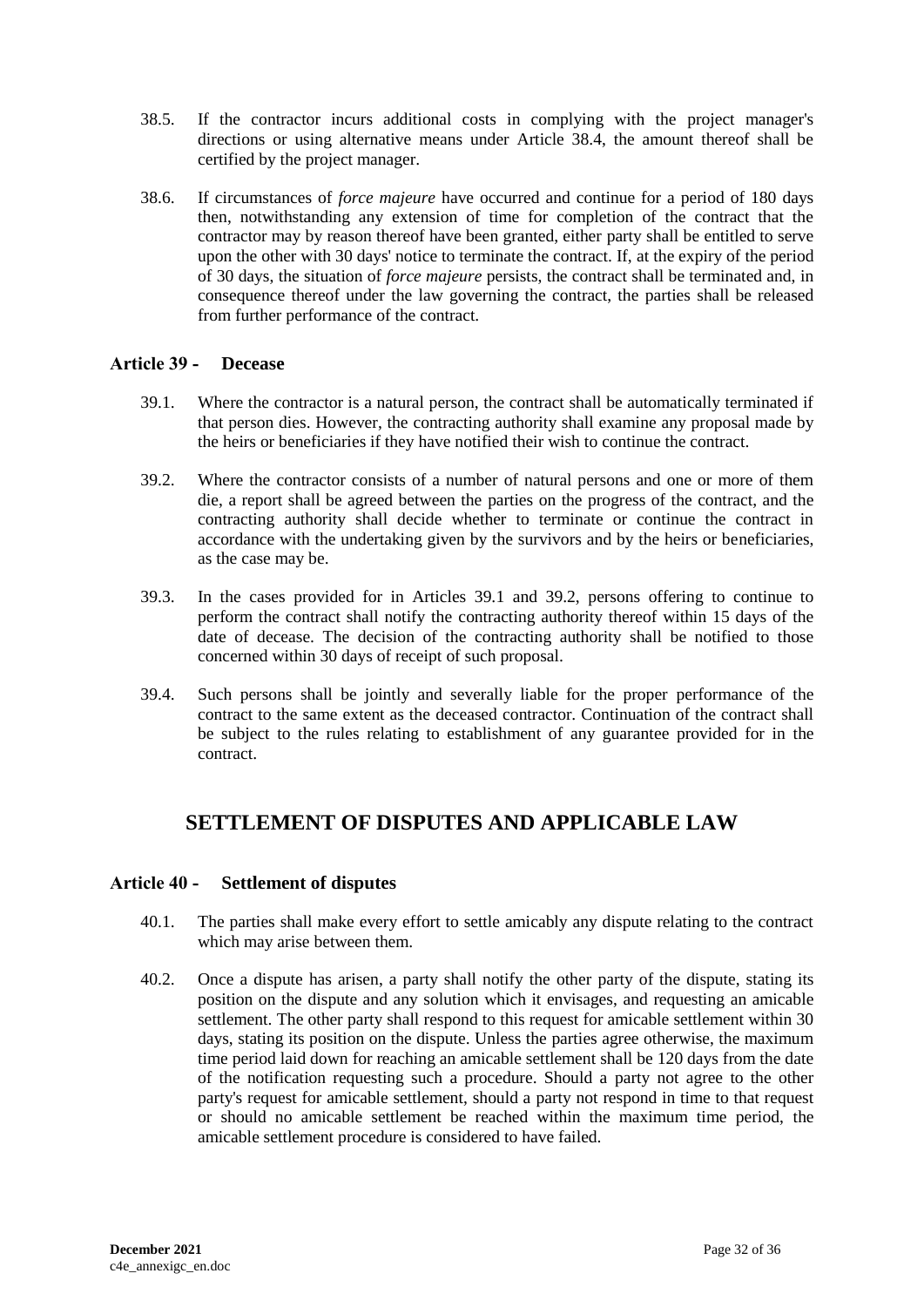38.5. If the contractor incurs additional costs in complying with the project manager's directions or using alternative means under Article 38.4, the amount thereof shall be certified by the project manager.

38.6. If circumstances of *force majeure* have occurred and continue for a period of 180 days then, notwithstanding any extension of time for completion of the contract that the contractor may by reason thereof have been granted, either party shall be entitled to serve upon the other with 30 days' notice to terminate the contract. If, at the expiry of the period of 30 days, the situation of *force majeure* persists, the contract shall be terminated and, in consequence thereof under the law governing the contract, the parties shall be released from further performance of the contract.

### Article 39 - Decease

39.1. Where the contractor is a natural person, the contract shall be automatically terminated if that person dies. However, the contracting authority shall examine any proposal made by the heirs or beneficiaries if they have notified their wish to continue the contract.

39.2. Where the contractor consists of a number of natural persons and one or more of them die, a report shall be agreed between the parties on the progress of the contract, and the contracting authority shall decide whether to terminate or continue the contract in accordance with the undertaking given by the survivors and by the heirs or beneficiaries, as the case may be.

39.3. In the cases provided for in Articles 39.1 and 39.2, persons offering to continue to perform the contract shall notify the contracting authority thereof within 15 days of the date of decease. The decision of the contracting authority shall be notified to those concerned within 30 days of receipt of such proposal.

39.4. Such persons shall be jointly and severally liable for the proper performance of the contract to the same extent as the deceased contractor. Continuation of the contract shall be subject to the rules relating to establishment of any guarantee provided for in the contract.

## SETTLEMENT OF DISPUTES AND APPLICABLE LAW

### Article 40 - Settlement of disputes

40.1. The parties shall make every effort to settle amicably any dispute relating to the contract which may arise between them.

40.2. Once a dispute has arisen, a party shall notify the other party of the dispute, stating its position on the dispute and any solution which it envisages, and requesting an amicable settlement. The other party shall respond to this request for amicable settlement within 30 days, stating its position on the dispute. Unless the parties agree otherwise, the maximum time period laid down for reaching an amicable settlement shall be 120 days from the date of the notification requesting such a procedure. Should a party not agree to the other party's request for amicable settlement, should a party not respond in time to that request or should no amicable settlement be reached within the maximum time period, the amicable settlement procedure is considered to have failed.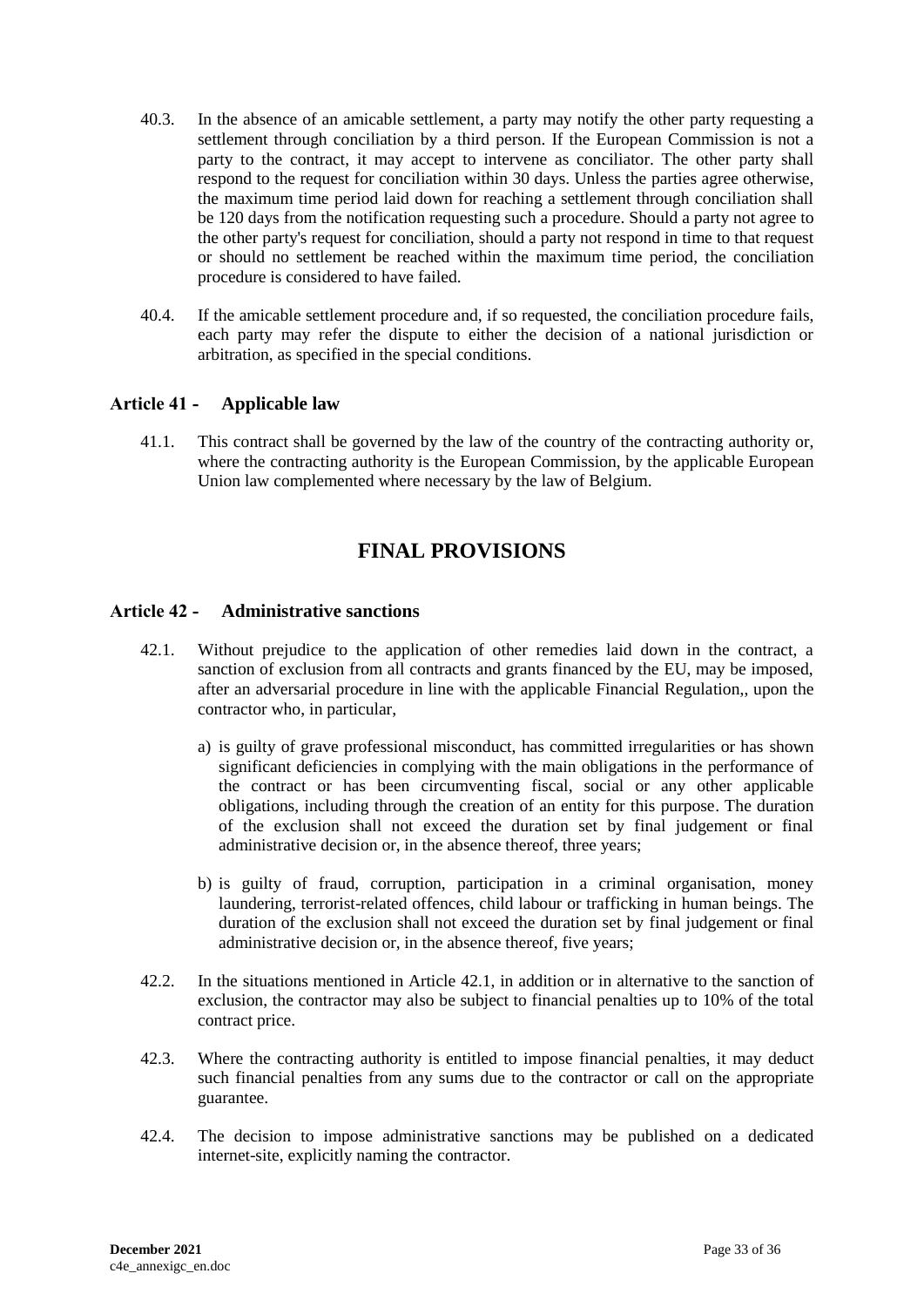40.3. In the absence of an amicable settlement, a party may notify the other party requesting a settlement through conciliation by a third person. If the European Commission is not a party to the contract, it may accept to intervene as conciliator. The other party shall respond to the request for conciliation within 30 days. Unless the parties agree otherwise, the maximum time period laid down for reaching a settlement through conciliation shall be 120 days from the notification requesting such a procedure. Should a party not agree to the other party's request for conciliation, should a party not respond in time to that request or should no settlement be reached within the maximum time period, the conciliation procedure is considered to have failed.

40.4. If the amicable settlement procedure and, if so requested, the conciliation procedure fails, each party may refer the dispute to either the decision of a national jurisdiction or arbitration, as specified in the special conditions.

### Article 41 - Applicable law

41.1. This contract shall be governed by the law of the country of the contracting authority or, where the contracting authority is the European Commission, by the applicable European Union law complemented where necessary by the law of Belgium.

## FINAL PROVISIONS

### Article 42 - Administrative sanctions

42.1. Without prejudice to the application of other remedies laid down in the contract, a sanction of exclusion from all contracts and grants financed by the EU, may be imposed, after an adversarial procedure in line with the applicable Financial Regulation,, upon the contractor who, in particular,

a) is guilty of grave professional misconduct, has committed irregularities or has shown significant deficiencies in complying with the main obligations in the performance of the contract or has been circumventing fiscal, social or any other applicable obligations, including through the creation of an entity for this purpose. The duration of the exclusion shall not exceed the duration set by final judgement or final administrative decision or, in the absence thereof, three years;

b) is guilty of fraud, corruption, participation in a criminal organisation, money laundering, terrorist-related offences, child labour or trafficking in human beings. The duration of the exclusion shall not exceed the duration set by final judgement or final administrative decision or, in the absence thereof, five years;

42.2. In the situations mentioned in Article 42.1, in addition or in alternative to the sanction of exclusion, the contractor may also be subject to financial penalties up to 10% of the total contract price.

42.3. Where the contracting authority is entitled to impose financial penalties, it may deduct such financial penalties from any sums due to the contractor or call on the appropriate guarantee.

42.4. The decision to impose administrative sanctions may be published on a dedicated internet-site, explicitly naming the contractor.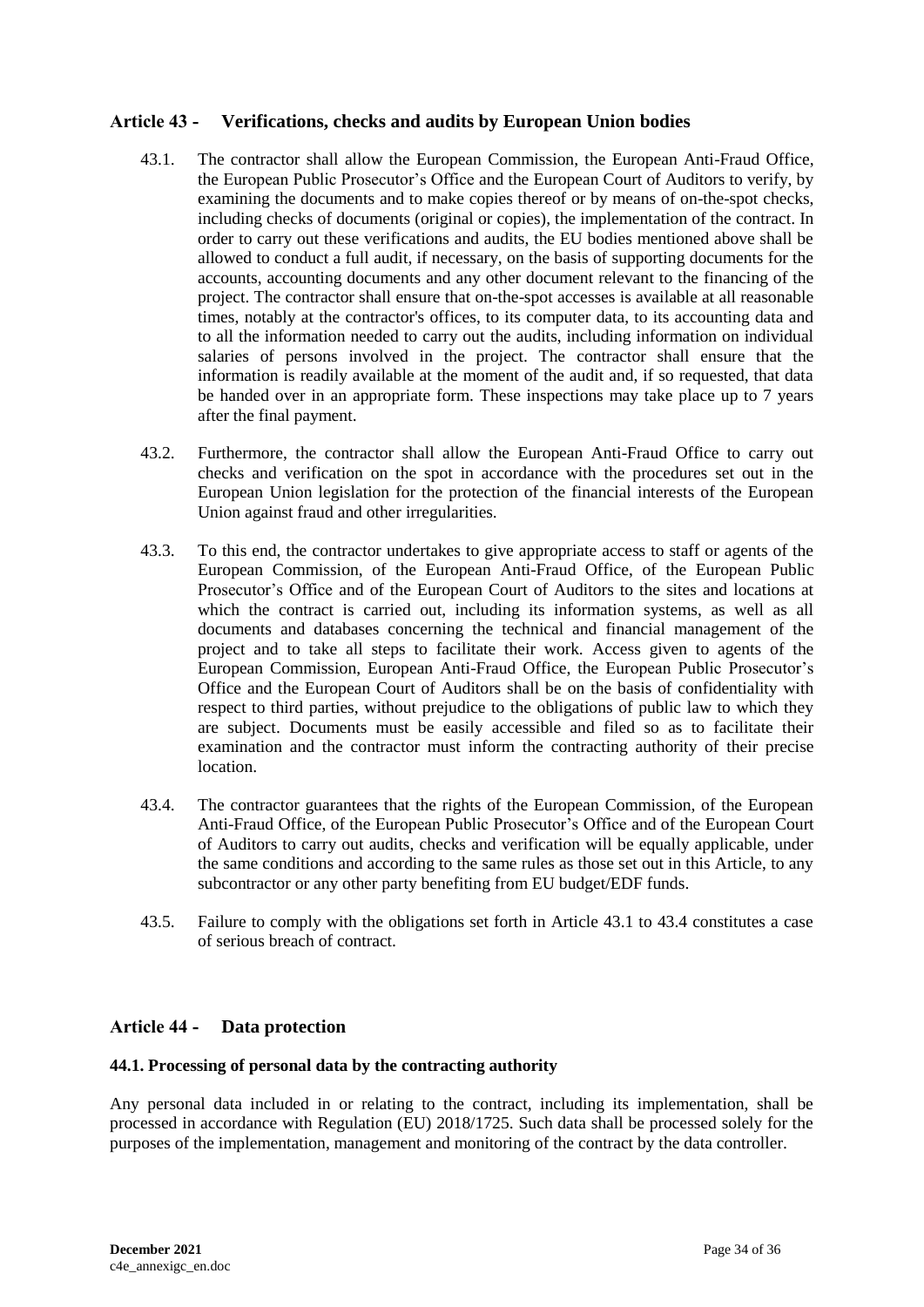## Article 43 - Verifications, checks and audits by European Union bodies

43.1. The contractor shall allow the European Commission, the European Anti-Fraud Office, the European Public Prosecutor's Office and the European Court of Auditors to verify, by examining the documents and to make copies thereof or by means of on-the-spot checks, including checks of documents (original or copies), the implementation of the contract. In order to carry out these verifications and audits, the EU bodies mentioned above shall be allowed to conduct a full audit, if necessary, on the basis of supporting documents for the accounts, accounting documents and any other document relevant to the financing of the project. The contractor shall ensure that on-the-spot accesses is available at all reasonable times, notably at the contractor's offices, to its computer data, to its accounting data and to all the information needed to carry out the audits, including information on individual salaries of persons involved in the project. The contractor shall ensure that the information is readily available at the moment of the audit and, if so requested, that data be handed over in an appropriate form. These inspections may take place up to 7 years after the final payment.

43.2. Furthermore, the contractor shall allow the European Anti-Fraud Office to carry out checks and verification on the spot in accordance with the procedures set out in the European Union legislation for the protection of the financial interests of the European Union against fraud and other irregularities.

43.3. To this end, the contractor undertakes to give appropriate access to staff or agents of the European Commission, of the European Anti-Fraud Office, of the European Public Prosecutor's Office and of the European Court of Auditors to the sites and locations at which the contract is carried out, including its information systems, as well as all documents and databases concerning the technical and financial management of the project and to take all steps to facilitate their work. Access given to agents of the European Commission, European Anti-Fraud Office, the European Public Prosecutor's Office and the European Court of Auditors shall be on the basis of confidentiality with respect to third parties, without prejudice to the obligations of public law to which they are subject. Documents must be easily accessible and filed so as to facilitate their examination and the contractor must inform the contracting authority of their precise location.

43.4. The contractor guarantees that the rights of the European Commission, of the European Anti-Fraud Office, of the European Public Prosecutor's Office and of the European Court of Auditors to carry out audits, checks and verification will be equally applicable, under the same conditions and according to the same rules as those set out in this Article, to any subcontractor or any other party benefiting from EU budget/EDF funds.

43.5. Failure to comply with the obligations set forth in Article 43.1 to 43.4 constitutes a case of serious breach of contract.

## Article 44 - Data protection

### 44.1. Processing of personal data by the contracting authority

Any personal data included in or relating to the contract, including its implementation, shall be processed in accordance with Regulation (EU) 2018/1725. Such data shall be processed solely for the purposes of the implementation, management and monitoring of the contract by the data controller.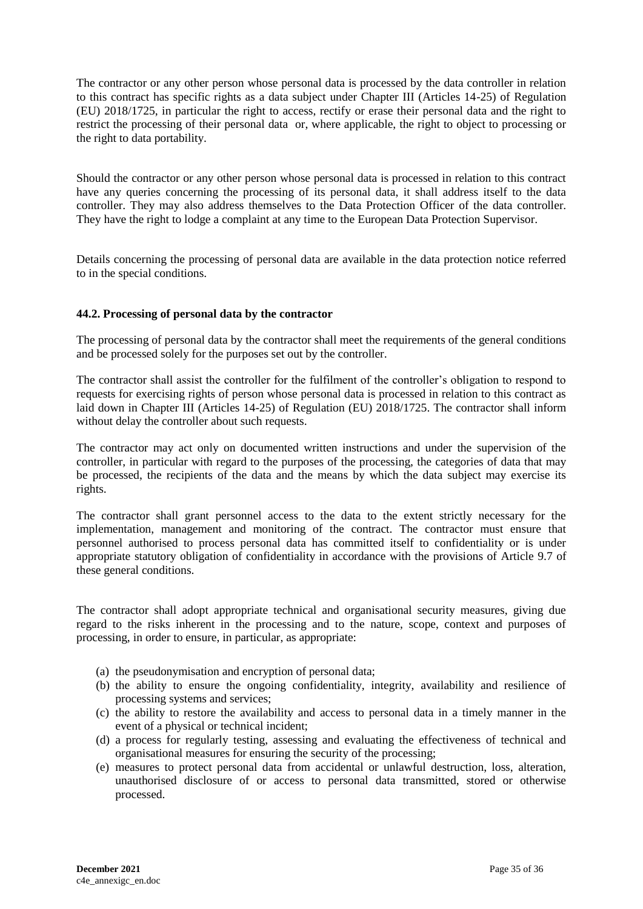The contractor or any other person whose personal data is processed by the data controller in relation to this contract has specific rights as a data subject under Chapter III (Articles 14-25) of Regulation (EU) 2018/1725, in particular the right to access, rectify or erase their personal data and the right to restrict the processing of their personal data or, where applicable, the right to object to processing or the right to data portability.

Should the contractor or any other person whose personal data is processed in relation to this contract have any queries concerning the processing of its personal data, it shall address itself to the data controller. They may also address themselves to the Data Protection Officer of the data controller. They have the right to lodge a complaint at any time to the European Data Protection Supervisor.

Details concerning the processing of personal data are available in the data protection notice referred to in the special conditions.

#### 44.2. Processing of personal data by the contractor

The processing of personal data by the contractor shall meet the requirements of the general conditions and be processed solely for the purposes set out by the controller.

The contractor shall assist the controller for the fulfilment of the controller's obligation to respond to requests for exercising rights of person whose personal data is processed in relation to this contract as laid down in Chapter III (Articles 14-25) of Regulation (EU) 2018/1725. The contractor shall inform without delay the controller about such requests.

The contractor may act only on documented written instructions and under the supervision of the controller, in particular with regard to the purposes of the processing, the categories of data that may be processed, the recipients of the data and the means by which the data subject may exercise its rights.

The contractor shall grant personnel access to the data to the extent strictly necessary for the implementation, management and monitoring of the contract. The contractor must ensure that personnel authorised to process personal data has committed itself to confidentiality or is under appropriate statutory obligation of confidentiality in accordance with the provisions of Article 9.7 of these general conditions.

The contractor shall adopt appropriate technical and organisational security measures, giving due regard to the risks inherent in the processing and to the nature, scope, context and purposes of processing, in order to ensure, in particular, as appropriate:

(a) the pseudonymisation and encryption of personal data;
(b) the ability to ensure the ongoing confidentiality, integrity, availability and resilience of processing systems and services;
(c) the ability to restore the availability and access to personal data in a timely manner in the event of a physical or technical incident;
(d) a process for regularly testing, assessing and evaluating the effectiveness of technical and organisational measures for ensuring the security of the processing;
(e) measures to protect personal data from accidental or unlawful destruction, loss, alteration, unauthorised disclosure of or access to personal data transmitted, stored or otherwise processed.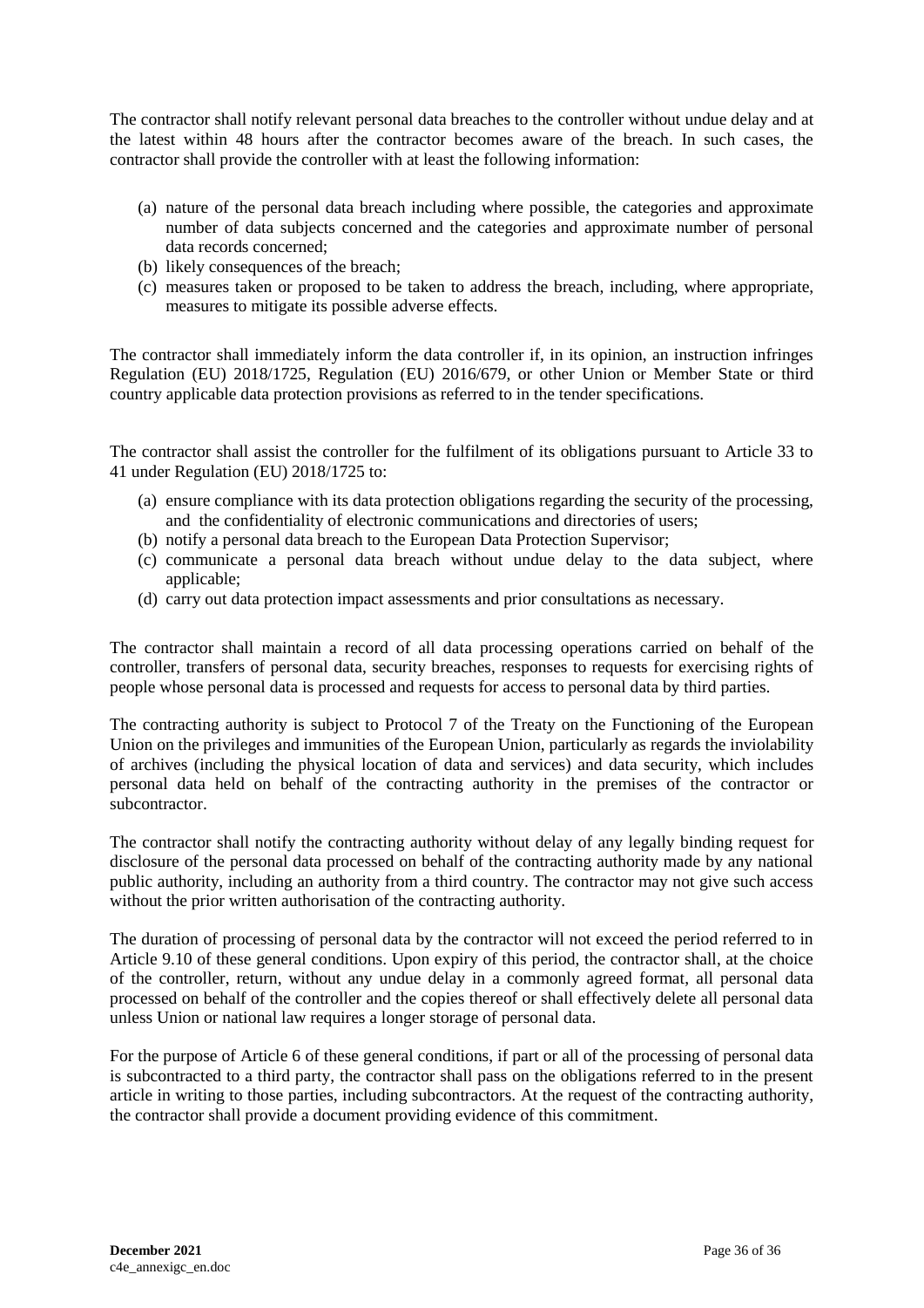The contractor shall notify relevant personal data breaches to the controller without undue delay and at the latest within 48 hours after the contractor becomes aware of the breach. In such cases, the contractor shall provide the controller with at least the following information:

(a) nature of the personal data breach including where possible, the categories and approximate number of data subjects concerned and the categories and approximate number of personal data records concerned;
(b) likely consequences of the breach;
(c) measures taken or proposed to be taken to address the breach, including, where appropriate, measures to mitigate its possible adverse effects.

The contractor shall immediately inform the data controller if, in its opinion, an instruction infringes Regulation (EU) 2018/1725, Regulation (EU) 2016/679, or other Union or Member State or third country applicable data protection provisions as referred to in the tender specifications.

The contractor shall assist the controller for the fulfilment of its obligations pursuant to Article 33 to 41 under Regulation (EU) 2018/1725 to:

(a) ensure compliance with its data protection obligations regarding the security of the processing, and the confidentiality of electronic communications and directories of users;
(b) notify a personal data breach to the European Data Protection Supervisor;
(c) communicate a personal data breach without undue delay to the data subject, where applicable;
(d) carry out data protection impact assessments and prior consultations as necessary.

The contractor shall maintain a record of all data processing operations carried on behalf of the controller, transfers of personal data, security breaches, responses to requests for exercising rights of people whose personal data is processed and requests for access to personal data by third parties.

The contracting authority is subject to Protocol 7 of the Treaty on the Functioning of the European Union on the privileges and immunities of the European Union, particularly as regards the inviolability of archives (including the physical location of data and services) and data security, which includes personal data held on behalf of the contracting authority in the premises of the contractor or subcontractor.

The contractor shall notify the contracting authority without delay of any legally binding request for disclosure of the personal data processed on behalf of the contracting authority made by any national public authority, including an authority from a third country. The contractor may not give such access without the prior written authorisation of the contracting authority.

The duration of processing of personal data by the contractor will not exceed the period referred to in Article 9.10 of these general conditions. Upon expiry of this period, the contractor shall, at the choice of the controller, return, without any undue delay in a commonly agreed format, all personal data processed on behalf of the controller and the copies thereof or shall effectively delete all personal data unless Union or national law requires a longer storage of personal data.

For the purpose of Article 6 of these general conditions, if part or all of the processing of personal data is subcontracted to a third party, the contractor shall pass on the obligations referred to in the present article in writing to those parties, including subcontractors. At the request of the contracting authority, the contractor shall provide a document providing evidence of this commitment.